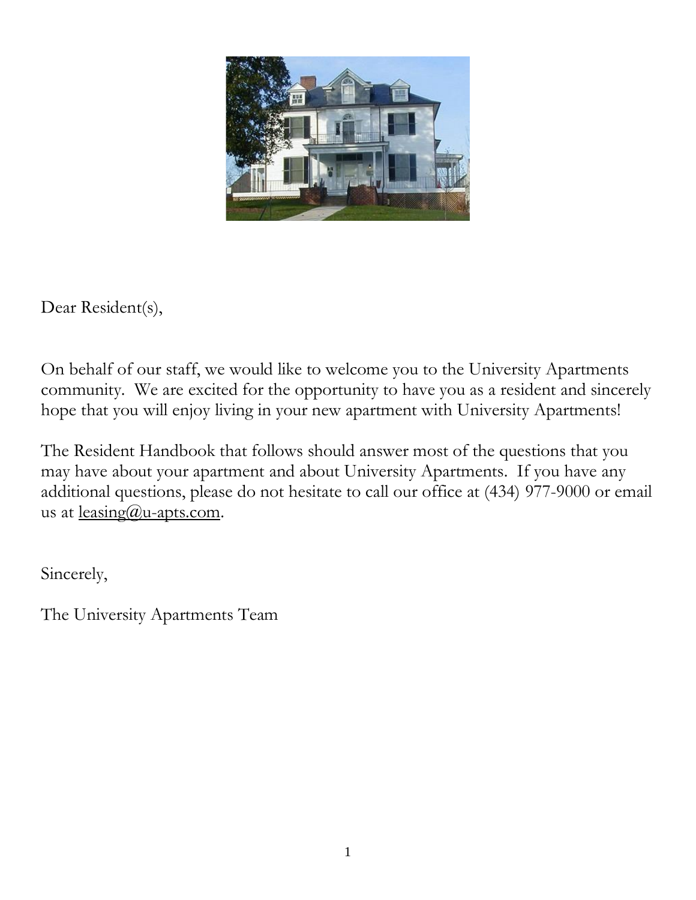Dear Resident(s),

On behalf of our staff, we would like to welcome you to the University Apartments community. We are excited for the opportunity to have you as a resident and sincerely hope that you will enjoy living in your new apartment with University Apartments!

The Resident Handbook that follows should answer most of the questions that you may have about your apartment and about University Apartments. If you have any additional questions, please do not hesitate to call our office at (434) 977-9000 or email us at leasing@u-apts.com.

Sincerely,

The University Apartments Team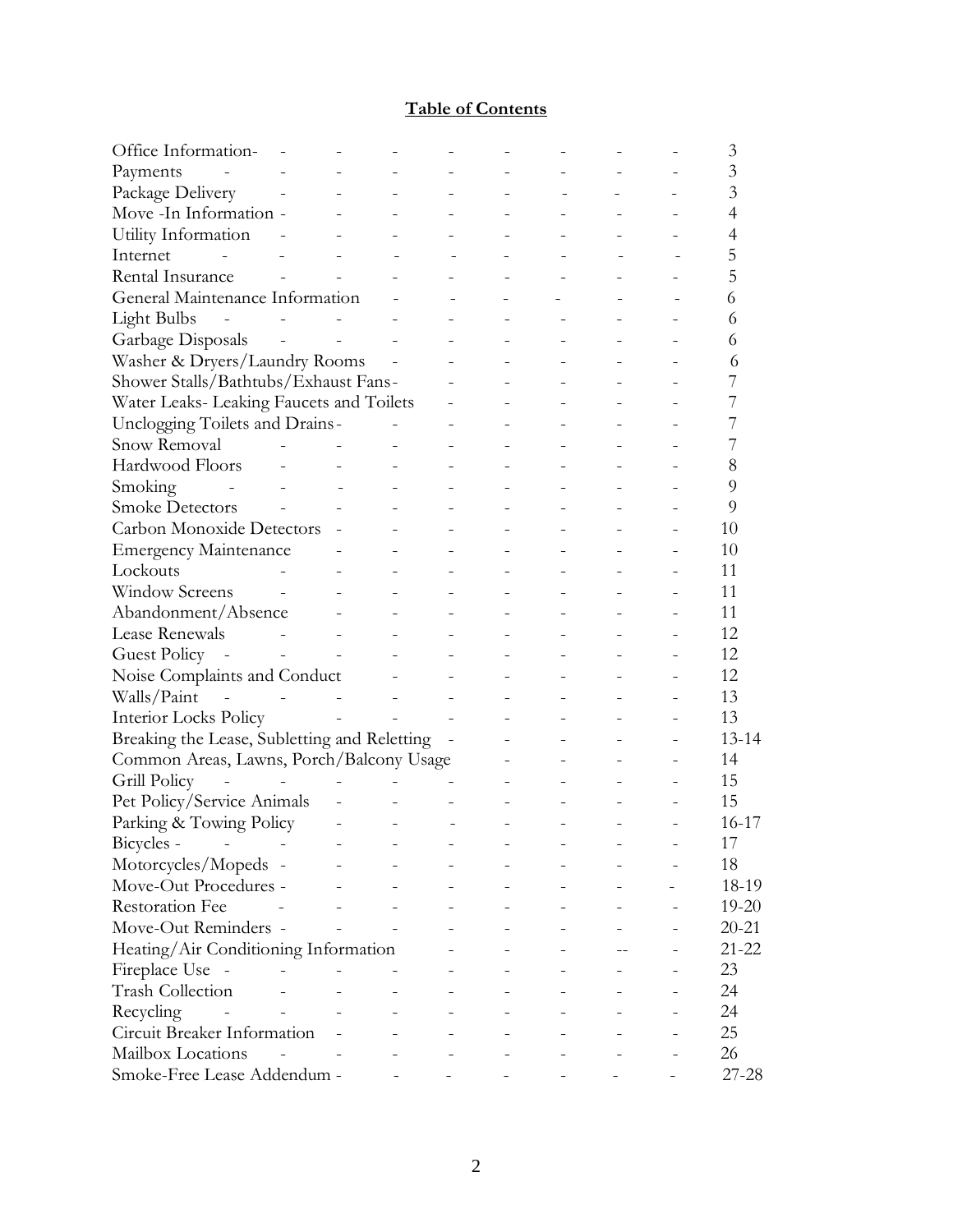**Table of Contents**

| Section | Page |
|---|---|
| Office Information | 3 |
| Payments | 3 |
| Package Delivery | 3 |
| Move -In Information | 4 |
| Utility Information | 4 |
| Internet | 5 |
| Rental Insurance | 5 |
| General Maintenance Information | 6 |
| Light Bulbs | 6 |
| Garbage Disposals | 6 |
| Washer & Dryers/Laundry Rooms | 6 |
| Shower Stalls/Bathtubs/Exhaust Fans | 7 |
| Water Leaks- Leaking Faucets and Toilets | 7 |
| Unclogging Toilets and Drains | 7 |
| Snow Removal | 7 |
| Hardwood Floors | 8 |
| Smoking | 9 |
| Smoke Detectors | 9 |
| Carbon Monoxide Detectors | 10 |
| Emergency Maintenance | 10 |
| Lockouts | 11 |
| Window Screens | 11 |
| Abandonment/Absence | 11 |
| Lease Renewals | 12 |
| Guest Policy | 12 |
| Noise Complaints and Conduct | 12 |
| Walls/Paint | 13 |
| Interior Locks Policy | 13 |
| Breaking the Lease, Subletting and Reletting | 13-14 |
| Common Areas, Lawns, Porch/Balcony Usage | 14 |
| Grill Policy | 15 |
| Pet Policy/Service Animals | 15 |
| Parking & Towing Policy | 16-17 |
| Bicycles | 17 |
| Motorcycles/Mopeds | 18 |
| Move-Out Procedures | 18-19 |
| Restoration Fee | 19-20 |
| Move-Out Reminders | 20-21 |
| Heating/Air Conditioning Information | 21-22 |
| Fireplace Use | 23 |
| Trash Collection | 24 |
| Recycling | 24 |
| Circuit Breaker Information | 25 |
| Mailbox Locations | 26 |
| Smoke-Free Lease Addendum | 27-28 |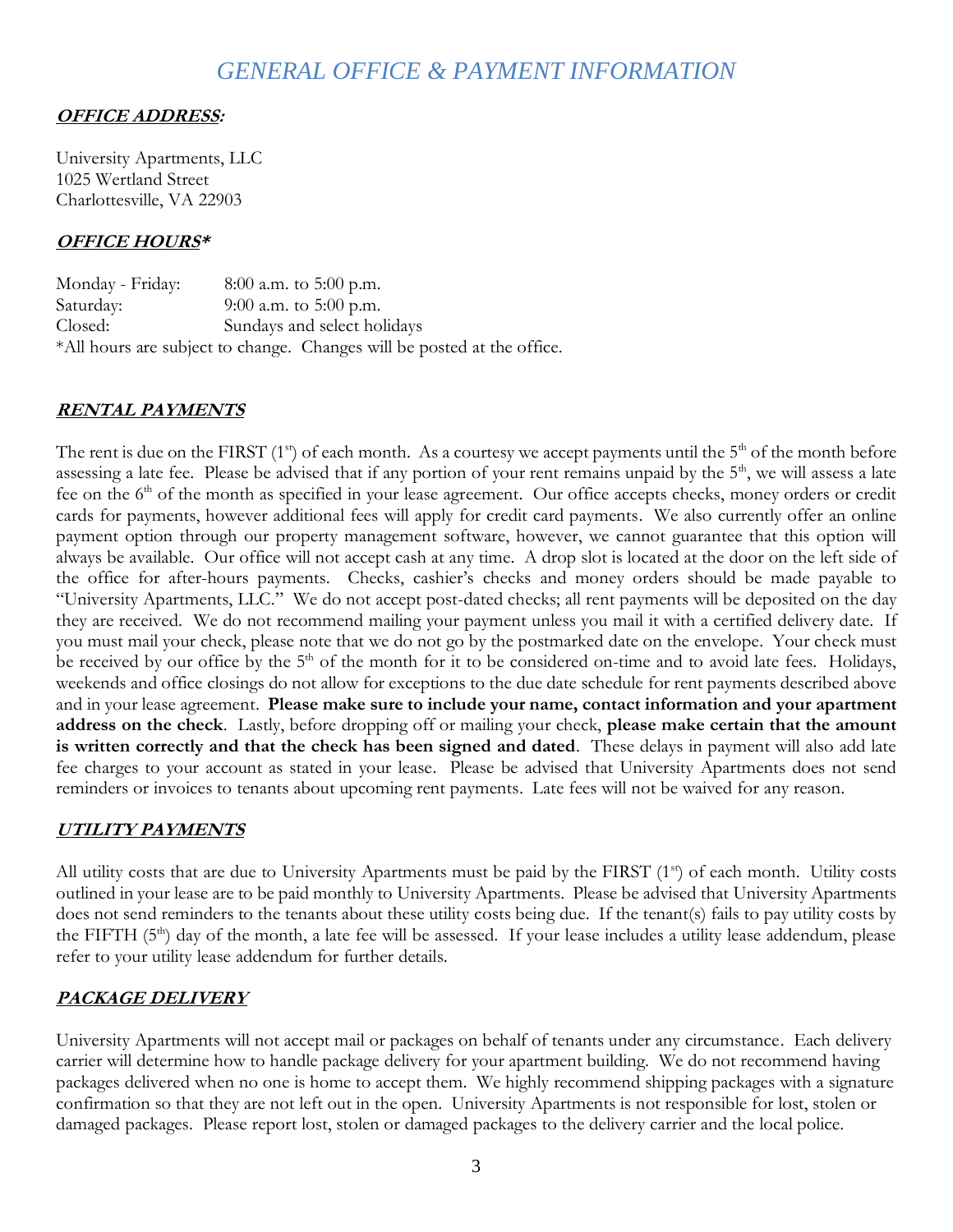# *GENERAL OFFICE & PAYMENT INFORMATION*

***OFFICE ADDRESS:***

University Apartments, LLC
1025 Wertland Street
Charlottesville, VA 22903

***OFFICE HOURS\****

Monday - Friday: 8:00 a.m. to 5:00 p.m.
Saturday: 9:00 a.m. to 5:00 p.m.
Closed: Sundays and select holidays
\*All hours are subject to change. Changes will be posted at the office.

***RENTAL PAYMENTS***

The rent is due on the FIRST (1st) of each month. As a courtesy we accept payments until the 5th of the month before assessing a late fee. Please be advised that if any portion of your rent remains unpaid by the 5th, we will assess a late fee on the 6th of the month as specified in your lease agreement. Our office accepts checks, money orders or credit cards for payments, however additional fees will apply for credit card payments. We also currently offer an online payment option through our property management software, however, we cannot guarantee that this option will always be available. Our office will not accept cash at any time. A drop slot is located at the door on the left side of the office for after-hours payments. Checks, cashier's checks and money orders should be made payable to "University Apartments, LLC." We do not accept post-dated checks; all rent payments will be deposited on the day they are received. We do not recommend mailing your payment unless you mail it with a certified delivery date. If you must mail your check, please note that we do not go by the postmarked date on the envelope. Your check must be received by our office by the 5th of the month for it to be considered on-time and to avoid late fees. Holidays, weekends and office closings do not allow for exceptions to the due date schedule for rent payments described above and in your lease agreement. **Please make sure to include your name, contact information and your apartment address on the check**. Lastly, before dropping off or mailing your check, **please make certain that the amount is written correctly and that the check has been signed and dated**. These delays in payment will also add late fee charges to your account as stated in your lease. Please be advised that University Apartments does not send reminders or invoices to tenants about upcoming rent payments. Late fees will not be waived for any reason.

***UTILITY PAYMENTS***

All utility costs that are due to University Apartments must be paid by the FIRST (1st) of each month. Utility costs outlined in your lease are to be paid monthly to University Apartments. Please be advised that University Apartments does not send reminders to the tenants about these utility costs being due. If the tenant(s) fails to pay utility costs by the FIFTH (5th) day of the month, a late fee will be assessed. If your lease includes a utility lease addendum, please refer to your utility lease addendum for further details.

***PACKAGE DELIVERY***

University Apartments will not accept mail or packages on behalf of tenants under any circumstance. Each delivery carrier will determine how to handle package delivery for your apartment building. We do not recommend having packages delivered when no one is home to accept them. We highly recommend shipping packages with a signature confirmation so that they are not left out in the open. University Apartments is not responsible for lost, stolen or damaged packages. Please report lost, stolen or damaged packages to the delivery carrier and the local police.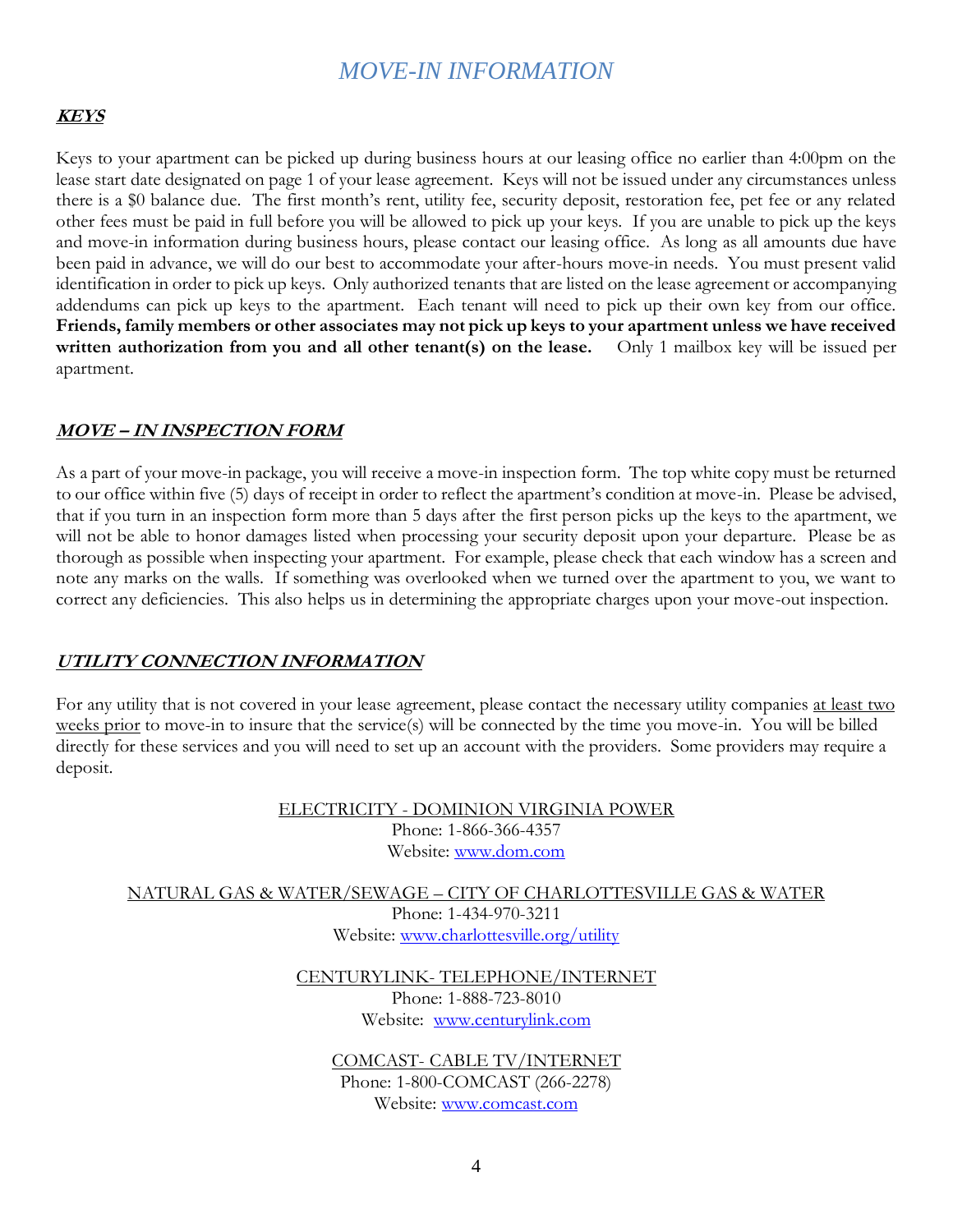# MOVE-IN INFORMATION

## KEYS

Keys to your apartment can be picked up during business hours at our leasing office no earlier than 4:00pm on the lease start date designated on page 1 of your lease agreement. Keys will not be issued under any circumstances unless there is a $0 balance due. The first month's rent, utility fee, security deposit, restoration fee, pet fee or any related other fees must be paid in full before you will be allowed to pick up your keys. If you are unable to pick up the keys and move-in information during business hours, please contact our leasing office. As long as all amounts due have been paid in advance, we will do our best to accommodate your after-hours move-in needs. You must present valid identification in order to pick up keys. Only authorized tenants that are listed on the lease agreement or accompanying addendums can pick up keys to the apartment. Each tenant will need to pick up their own key from our office. **Friends, family members or other associates may not pick up keys to your apartment unless we have received written authorization from you and all other tenant(s) on the lease.** Only 1 mailbox key will be issued per apartment.

## MOVE – IN INSPECTION FORM

As a part of your move-in package, you will receive a move-in inspection form. The top white copy must be returned to our office within five (5) days of receipt in order to reflect the apartment's condition at move-in. Please be advised, that if you turn in an inspection form more than 5 days after the first person picks up the keys to the apartment, we will not be able to honor damages listed when processing your security deposit upon your departure. Please be as thorough as possible when inspecting your apartment. For example, please check that each window has a screen and note any marks on the walls. If something was overlooked when we turned over the apartment to you, we want to correct any deficiencies. This also helps us in determining the appropriate charges upon your move-out inspection.

## UTILITY CONNECTION INFORMATION

For any utility that is not covered in your lease agreement, please contact the necessary utility companies at least two weeks prior to move-in to insure that the service(s) will be connected by the time you move-in. You will be billed directly for these services and you will need to set up an account with the providers. Some providers may require a deposit.

ELECTRICITY - DOMINION VIRGINIA POWER
Phone: 1-866-366-4357
Website: www.dom.com

NATURAL GAS & WATER/SEWAGE – CITY OF CHARLOTTESVILLE GAS & WATER
Phone: 1-434-970-3211
Website: www.charlottesville.org/utility

CENTURYLINK- TELEPHONE/INTERNET
Phone: 1-888-723-8010
Website: www.centurylink.com

COMCAST- CABLE TV/INTERNET
Phone: 1-800-COMCAST (266-2278)
Website: www.comcast.com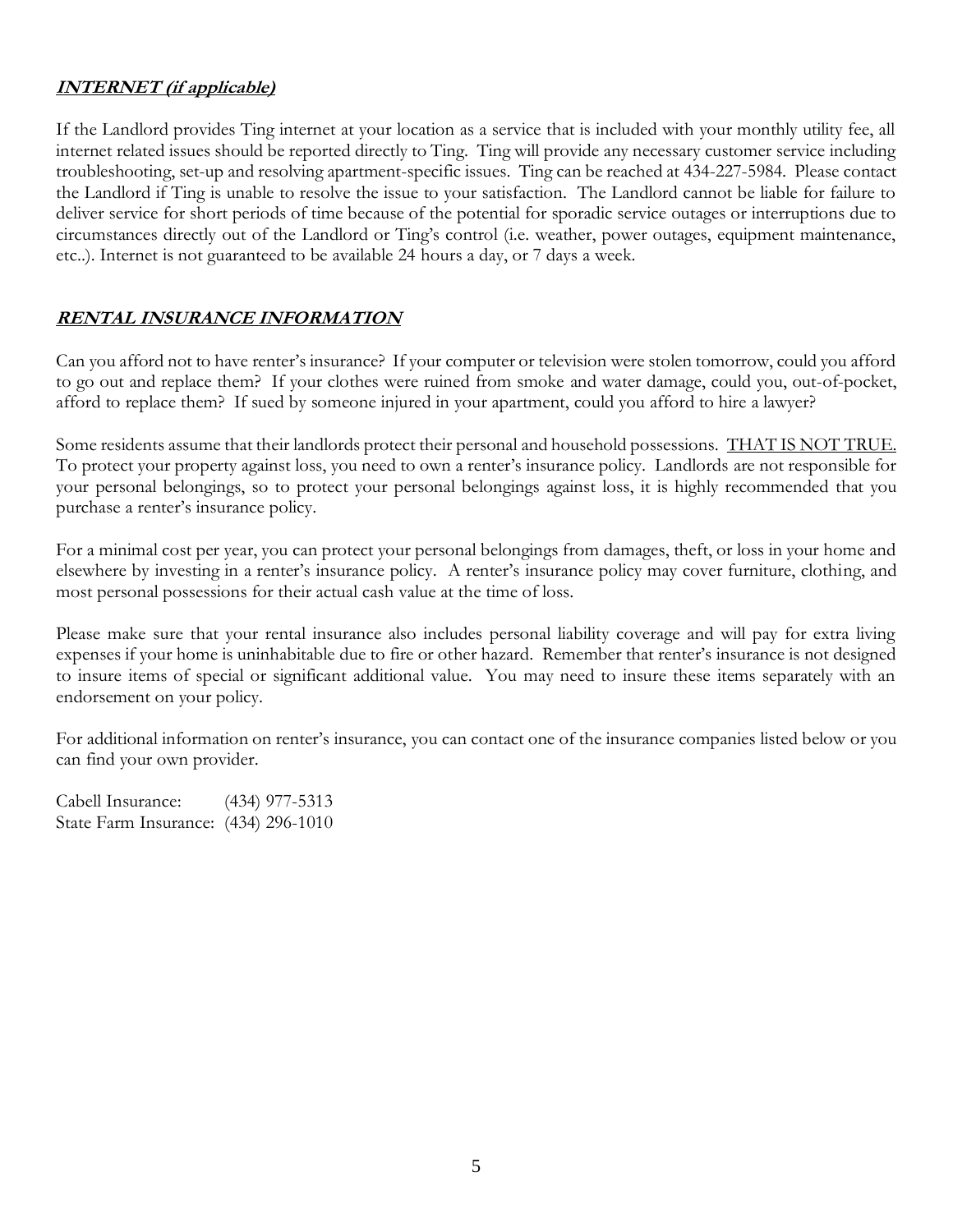## ***INTERNET (if applicable)***

If the Landlord provides Ting internet at your location as a service that is included with your monthly utility fee, all internet related issues should be reported directly to Ting. Ting will provide any necessary customer service including troubleshooting, set-up and resolving apartment-specific issues. Ting can be reached at 434-227-5984. Please contact the Landlord if Ting is unable to resolve the issue to your satisfaction. The Landlord cannot be liable for failure to deliver service for short periods of time because of the potential for sporadic service outages or interruptions due to circumstances directly out of the Landlord or Ting's control (i.e. weather, power outages, equipment maintenance, etc..). Internet is not guaranteed to be available 24 hours a day, or 7 days a week.

## ***RENTAL INSURANCE INFORMATION***

Can you afford not to have renter's insurance? If your computer or television were stolen tomorrow, could you afford to go out and replace them? If your clothes were ruined from smoke and water damage, could you, out-of-pocket, afford to replace them? If sued by someone injured in your apartment, could you afford to hire a lawyer?

Some residents assume that their landlords protect their personal and household possessions. THAT IS NOT TRUE. To protect your property against loss, you need to own a renter's insurance policy. Landlords are not responsible for your personal belongings, so to protect your personal belongings against loss, it is highly recommended that you purchase a renter's insurance policy.

For a minimal cost per year, you can protect your personal belongings from damages, theft, or loss in your home and elsewhere by investing in a renter's insurance policy. A renter's insurance policy may cover furniture, clothing, and most personal possessions for their actual cash value at the time of loss.

Please make sure that your rental insurance also includes personal liability coverage and will pay for extra living expenses if your home is uninhabitable due to fire or other hazard. Remember that renter's insurance is not designed to insure items of special or significant additional value. You may need to insure these items separately with an endorsement on your policy.

For additional information on renter's insurance, you can contact one of the insurance companies listed below or you can find your own provider.

Cabell Insurance: (434) 977-5313
State Farm Insurance: (434) 296-1010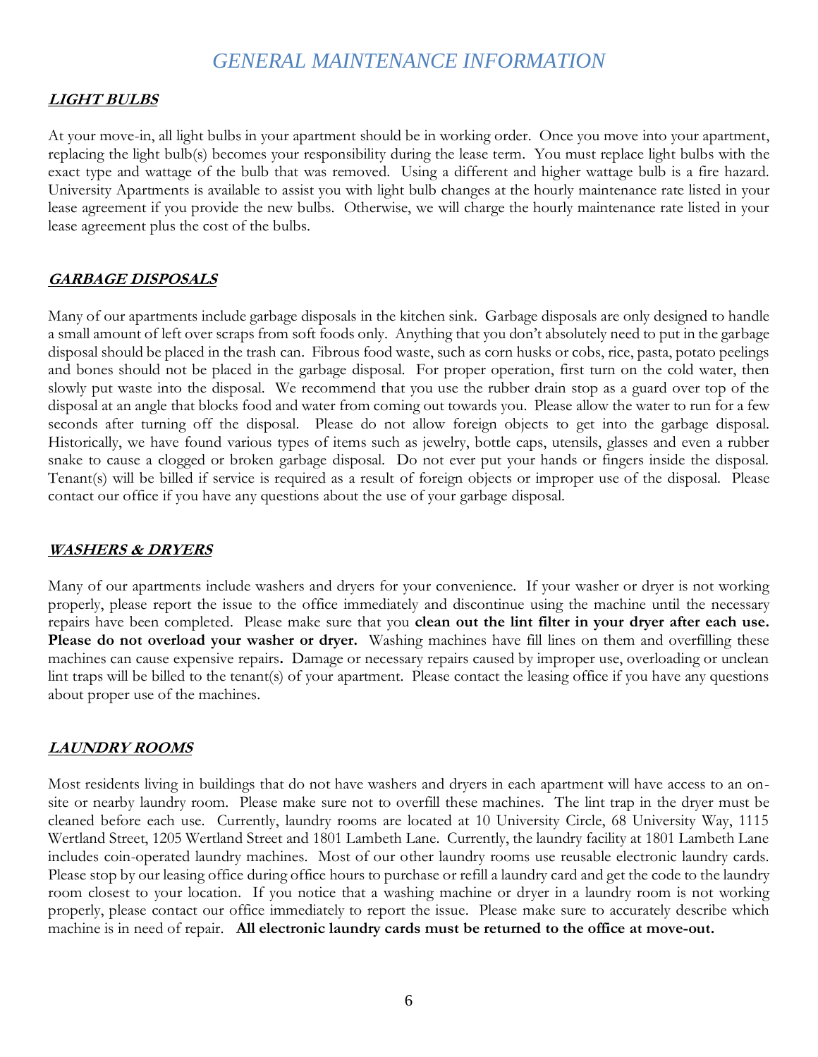# *GENERAL MAINTENANCE INFORMATION*

## ***LIGHT BULBS***

At your move-in, all light bulbs in your apartment should be in working order. Once you move into your apartment, replacing the light bulb(s) becomes your responsibility during the lease term. You must replace light bulbs with the exact type and wattage of the bulb that was removed. Using a different and higher wattage bulb is a fire hazard. University Apartments is available to assist you with light bulb changes at the hourly maintenance rate listed in your lease agreement if you provide the new bulbs. Otherwise, we will charge the hourly maintenance rate listed in your lease agreement plus the cost of the bulbs.

## ***GARBAGE DISPOSALS***

Many of our apartments include garbage disposals in the kitchen sink. Garbage disposals are only designed to handle a small amount of left over scraps from soft foods only. Anything that you don't absolutely need to put in the garbage disposal should be placed in the trash can. Fibrous food waste, such as corn husks or cobs, rice, pasta, potato peelings and bones should not be placed in the garbage disposal. For proper operation, first turn on the cold water, then slowly put waste into the disposal. We recommend that you use the rubber drain stop as a guard over top of the disposal at an angle that blocks food and water from coming out towards you. Please allow the water to run for a few seconds after turning off the disposal. Please do not allow foreign objects to get into the garbage disposal. Historically, we have found various types of items such as jewelry, bottle caps, utensils, glasses and even a rubber snake to cause a clogged or broken garbage disposal. Do not ever put your hands or fingers inside the disposal. Tenant(s) will be billed if service is required as a result of foreign objects or improper use of the disposal. Please contact our office if you have any questions about the use of your garbage disposal.

## ***WASHERS & DRYERS***

Many of our apartments include washers and dryers for your convenience. If your washer or dryer is not working properly, please report the issue to the office immediately and discontinue using the machine until the necessary repairs have been completed. Please make sure that you **clean out the lint filter in your dryer after each use. Please do not overload your washer or dryer.** Washing machines have fill lines on them and overfilling these machines can cause expensive repairs**.** Damage or necessary repairs caused by improper use, overloading or unclean lint traps will be billed to the tenant(s) of your apartment. Please contact the leasing office if you have any questions about proper use of the machines.

## ***LAUNDRY ROOMS***

Most residents living in buildings that do not have washers and dryers in each apartment will have access to an on-site or nearby laundry room. Please make sure not to overfill these machines. The lint trap in the dryer must be cleaned before each use. Currently, laundry rooms are located at 10 University Circle, 68 University Way, 1115 Wertland Street, 1205 Wertland Street and 1801 Lambeth Lane. Currently, the laundry facility at 1801 Lambeth Lane includes coin-operated laundry machines. Most of our other laundry rooms use reusable electronic laundry cards. Please stop by our leasing office during office hours to purchase or refill a laundry card and get the code to the laundry room closest to your location. If you notice that a washing machine or dryer in a laundry room is not working properly, please contact our office immediately to report the issue. Please make sure to accurately describe which machine is in need of repair. **All electronic laundry cards must be returned to the office at move-out.**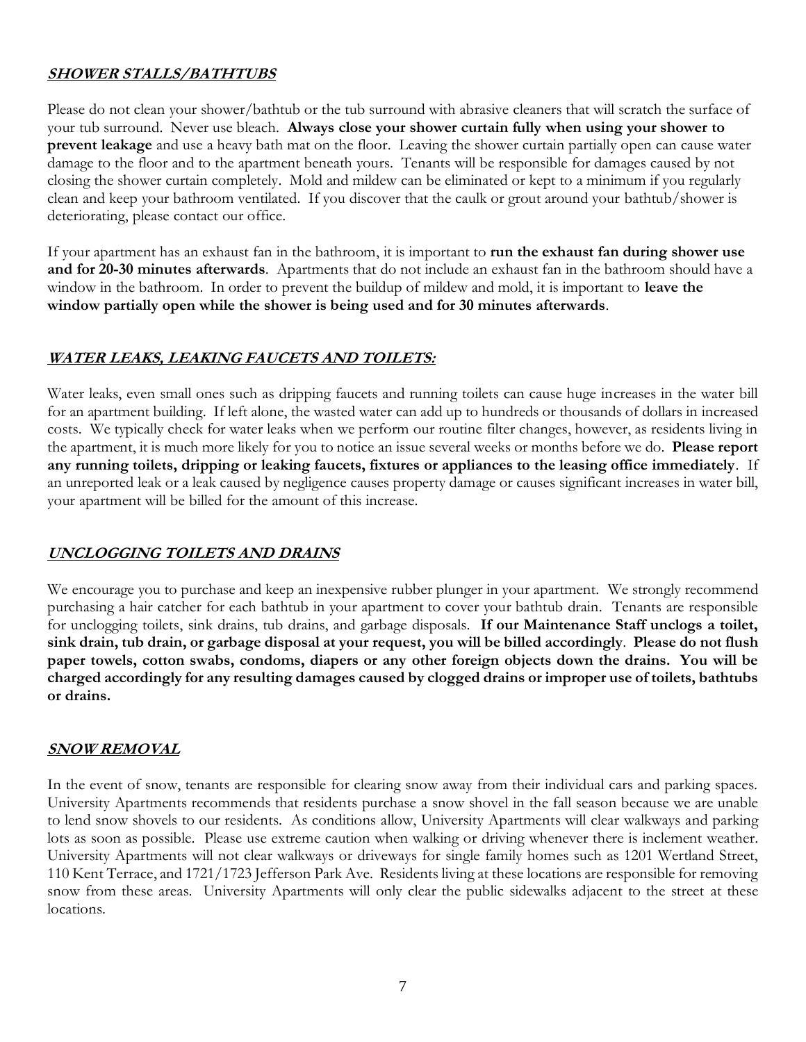## ***SHOWER STALLS/BATHTUBS***

Please do not clean your shower/bathtub or the tub surround with abrasive cleaners that will scratch the surface of your tub surround. Never use bleach. **Always close your shower curtain fully when using your shower to prevent leakage** and use a heavy bath mat on the floor. Leaving the shower curtain partially open can cause water damage to the floor and to the apartment beneath yours. Tenants will be responsible for damages caused by not closing the shower curtain completely. Mold and mildew can be eliminated or kept to a minimum if you regularly clean and keep your bathroom ventilated. If you discover that the caulk or grout around your bathtub/shower is deteriorating, please contact our office.

If your apartment has an exhaust fan in the bathroom, it is important to **run the exhaust fan during shower use and for 20-30 minutes afterwards**. Apartments that do not include an exhaust fan in the bathroom should have a window in the bathroom. In order to prevent the buildup of mildew and mold, it is important to **leave the window partially open while the shower is being used and for 30 minutes afterwards**.

## ***WATER LEAKS, LEAKING FAUCETS AND TOILETS:***

Water leaks, even small ones such as dripping faucets and running toilets can cause huge increases in the water bill for an apartment building. If left alone, the wasted water can add up to hundreds or thousands of dollars in increased costs. We typically check for water leaks when we perform our routine filter changes, however, as residents living in the apartment, it is much more likely for you to notice an issue several weeks or months before we do. **Please report any running toilets, dripping or leaking faucets, fixtures or appliances to the leasing office immediately**. If an unreported leak or a leak caused by negligence causes property damage or causes significant increases in water bill, your apartment will be billed for the amount of this increase.

## ***UNCLOGGING TOILETS AND DRAINS***

We encourage you to purchase and keep an inexpensive rubber plunger in your apartment. We strongly recommend purchasing a hair catcher for each bathtub in your apartment to cover your bathtub drain. Tenants are responsible for unclogging toilets, sink drains, tub drains, and garbage disposals. **If our Maintenance Staff unclogs a toilet, sink drain, tub drain, or garbage disposal at your request, you will be billed accordingly**. **Please do not flush paper towels, cotton swabs, condoms, diapers or any other foreign objects down the drains. You will be charged accordingly for any resulting damages caused by clogged drains or improper use of toilets, bathtubs or drains.**

## ***SNOW REMOVAL***

In the event of snow, tenants are responsible for clearing snow away from their individual cars and parking spaces. University Apartments recommends that residents purchase a snow shovel in the fall season because we are unable to lend snow shovels to our residents. As conditions allow, University Apartments will clear walkways and parking lots as soon as possible. Please use extreme caution when walking or driving whenever there is inclement weather. University Apartments will not clear walkways or driveways for single family homes such as 1201 Wertland Street, 110 Kent Terrace, and 1721/1723 Jefferson Park Ave. Residents living at these locations are responsible for removing snow from these areas. University Apartments will only clear the public sidewalks adjacent to the street at these locations.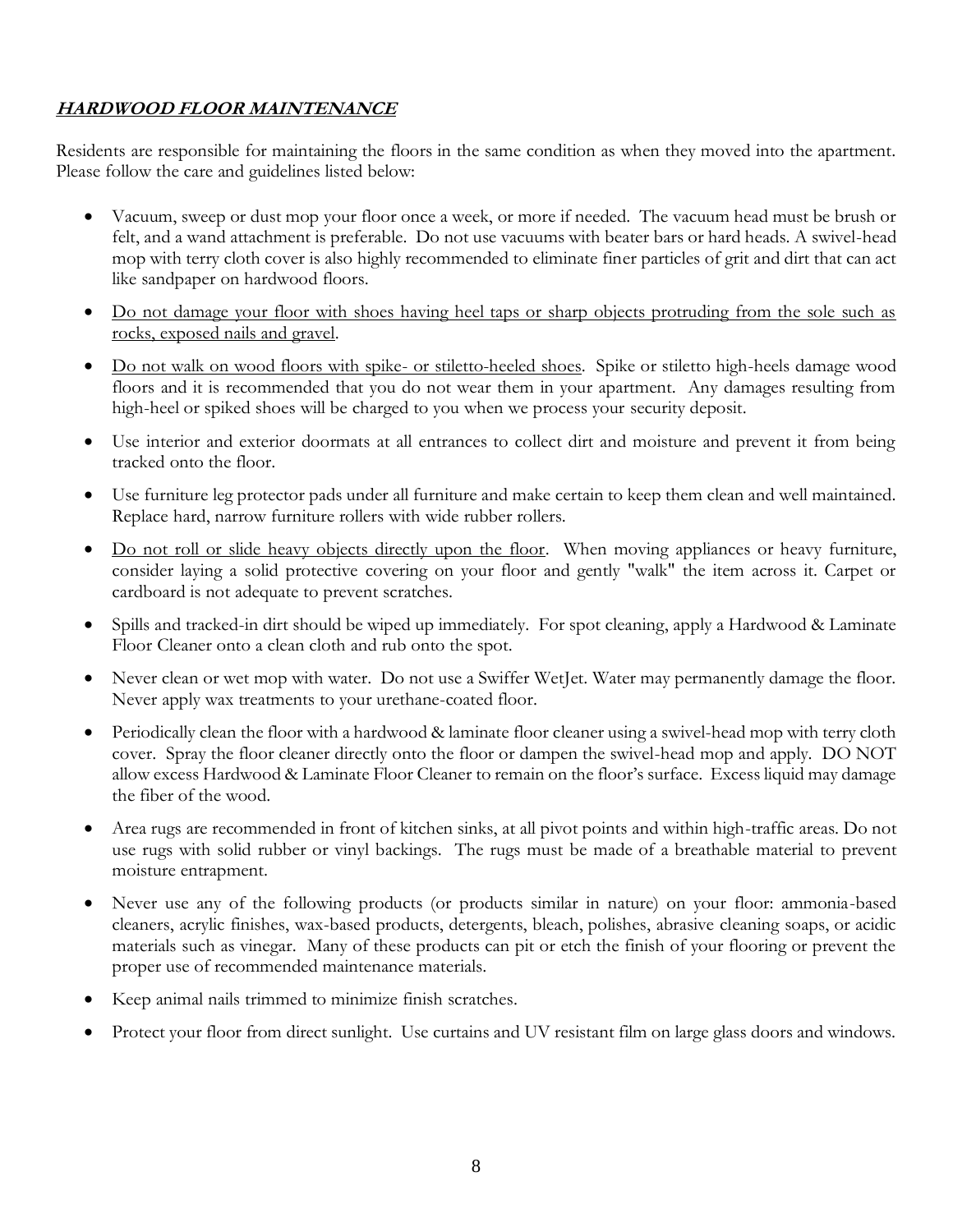## ***HARDWOOD FLOOR MAINTENANCE***

Residents are responsible for maintaining the floors in the same condition as when they moved into the apartment. Please follow the care and guidelines listed below:

- Vacuum, sweep or dust mop your floor once a week, or more if needed. The vacuum head must be brush or felt, and a wand attachment is preferable. Do not use vacuums with beater bars or hard heads. A swivel-head mop with terry cloth cover is also highly recommended to eliminate finer particles of grit and dirt that can act like sandpaper on hardwood floors.
- <u>Do not damage your floor with shoes having heel taps or sharp objects protruding from the sole such as rocks, exposed nails and gravel</u>.
- <u>Do not walk on wood floors with spike- or stiletto-heeled shoes</u>. Spike or stiletto high-heels damage wood floors and it is recommended that you do not wear them in your apartment. Any damages resulting from high-heel or spiked shoes will be charged to you when we process your security deposit.
- Use interior and exterior doormats at all entrances to collect dirt and moisture and prevent it from being tracked onto the floor.
- Use furniture leg protector pads under all furniture and make certain to keep them clean and well maintained. Replace hard, narrow furniture rollers with wide rubber rollers.
- <u>Do not roll or slide heavy objects directly upon the floor</u>. When moving appliances or heavy furniture, consider laying a solid protective covering on your floor and gently "walk" the item across it. Carpet or cardboard is not adequate to prevent scratches.
- Spills and tracked-in dirt should be wiped up immediately. For spot cleaning, apply a Hardwood & Laminate Floor Cleaner onto a clean cloth and rub onto the spot.
- Never clean or wet mop with water. Do not use a Swiffer WetJet. Water may permanently damage the floor. Never apply wax treatments to your urethane-coated floor.
- Periodically clean the floor with a hardwood & laminate floor cleaner using a swivel-head mop with terry cloth cover. Spray the floor cleaner directly onto the floor or dampen the swivel-head mop and apply. DO NOT allow excess Hardwood & Laminate Floor Cleaner to remain on the floor's surface. Excess liquid may damage the fiber of the wood.
- Area rugs are recommended in front of kitchen sinks, at all pivot points and within high-traffic areas. Do not use rugs with solid rubber or vinyl backings. The rugs must be made of a breathable material to prevent moisture entrapment.
- Never use any of the following products (or products similar in nature) on your floor: ammonia-based cleaners, acrylic finishes, wax-based products, detergents, bleach, polishes, abrasive cleaning soaps, or acidic materials such as vinegar. Many of these products can pit or etch the finish of your flooring or prevent the proper use of recommended maintenance materials.
- Keep animal nails trimmed to minimize finish scratches.
- Protect your floor from direct sunlight. Use curtains and UV resistant film on large glass doors and windows.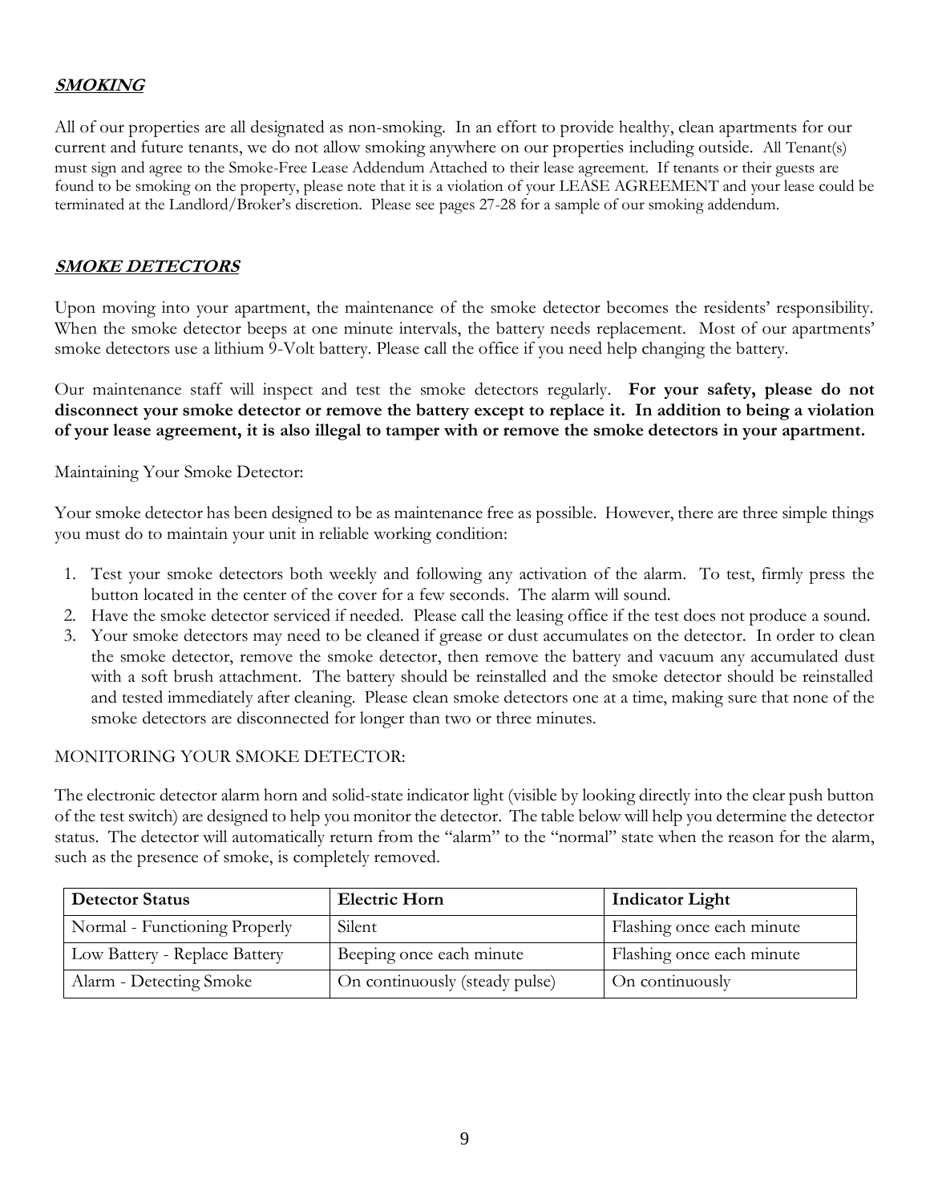## ***SMOKING***

All of our properties are all designated as non-smoking. In an effort to provide healthy, clean apartments for our current and future tenants, we do not allow smoking anywhere on our properties including outside. All Tenant(s) must sign and agree to the Smoke-Free Lease Addendum Attached to their lease agreement. If tenants or their guests are found to be smoking on the property, please note that it is a violation of your LEASE AGREEMENT and your lease could be terminated at the Landlord/Broker's discretion. Please see pages 27-28 for a sample of our smoking addendum.

## ***SMOKE DETECTORS***

Upon moving into your apartment, the maintenance of the smoke detector becomes the residents' responsibility. When the smoke detector beeps at one minute intervals, the battery needs replacement. Most of our apartments' smoke detectors use a lithium 9-Volt battery. Please call the office if you need help changing the battery.

Our maintenance staff will inspect and test the smoke detectors regularly. **For your safety, please do not disconnect your smoke detector or remove the battery except to replace it. In addition to being a violation of your lease agreement, it is also illegal to tamper with or remove the smoke detectors in your apartment.**

Maintaining Your Smoke Detector:

Your smoke detector has been designed to be as maintenance free as possible. However, there are three simple things you must do to maintain your unit in reliable working condition:

1. Test your smoke detectors both weekly and following any activation of the alarm. To test, firmly press the button located in the center of the cover for a few seconds. The alarm will sound.
2. Have the smoke detector serviced if needed. Please call the leasing office if the test does not produce a sound.
3. Your smoke detectors may need to be cleaned if grease or dust accumulates on the detector. In order to clean the smoke detector, remove the smoke detector, then remove the battery and vacuum any accumulated dust with a soft brush attachment. The battery should be reinstalled and the smoke detector should be reinstalled and tested immediately after cleaning. Please clean smoke detectors one at a time, making sure that none of the smoke detectors are disconnected for longer than two or three minutes.

MONITORING YOUR SMOKE DETECTOR:

The electronic detector alarm horn and solid-state indicator light (visible by looking directly into the clear push button of the test switch) are designed to help you monitor the detector. The table below will help you determine the detector status. The detector will automatically return from the "alarm" to the "normal" state when the reason for the alarm, such as the presence of smoke, is completely removed.

| Detector Status | Electric Horn | Indicator Light |
|---|---|---|
| Normal - Functioning Properly | Silent | Flashing once each minute |
| Low Battery - Replace Battery | Beeping once each minute | Flashing once each minute |
| Alarm - Detecting Smoke | On continuously (steady pulse) | On continuously |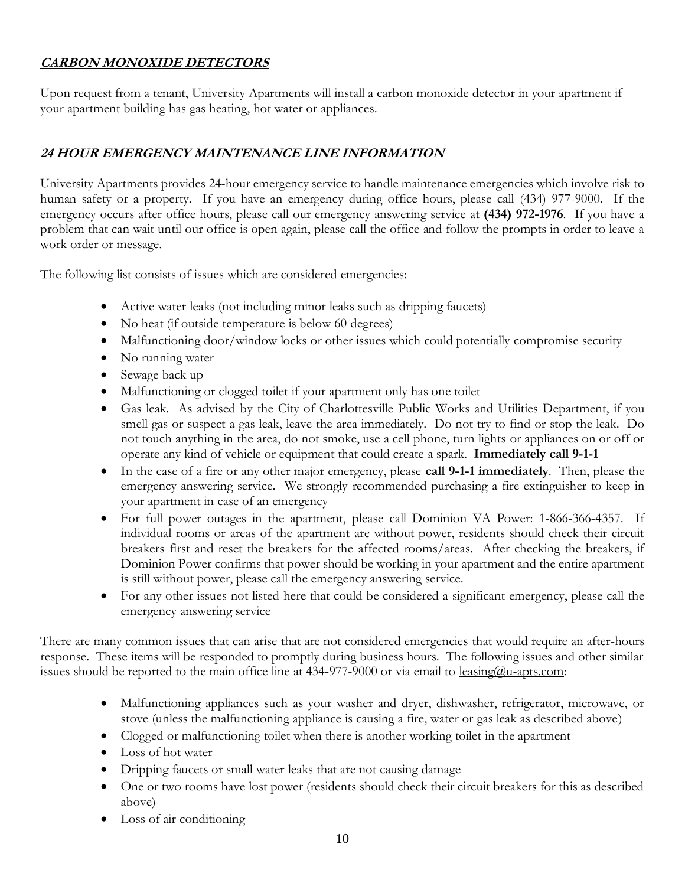## ***CARBON MONOXIDE DETECTORS***

Upon request from a tenant, University Apartments will install a carbon monoxide detector in your apartment if your apartment building has gas heating, hot water or appliances.

## ***24 HOUR EMERGENCY MAINTENANCE LINE INFORMATION***

University Apartments provides 24-hour emergency service to handle maintenance emergencies which involve risk to human safety or a property. If you have an emergency during office hours, please call (434) 977-9000. If the emergency occurs after office hours, please call our emergency answering service at **(434) 972-1976**. If you have a problem that can wait until our office is open again, please call the office and follow the prompts in order to leave a work order or message.

The following list consists of issues which are considered emergencies:

- Active water leaks (not including minor leaks such as dripping faucets)
- No heat (if outside temperature is below 60 degrees)
- Malfunctioning door/window locks or other issues which could potentially compromise security
- No running water
- Sewage back up
- Malfunctioning or clogged toilet if your apartment only has one toilet
- Gas leak. As advised by the City of Charlottesville Public Works and Utilities Department, if you smell gas or suspect a gas leak, leave the area immediately. Do not try to find or stop the leak. Do not touch anything in the area, do not smoke, use a cell phone, turn lights or appliances on or off or operate any kind of vehicle or equipment that could create a spark. **Immediately call 9-1-1**
- In the case of a fire or any other major emergency, please **call 9-1-1 immediately**. Then, please the emergency answering service. We strongly recommended purchasing a fire extinguisher to keep in your apartment in case of an emergency
- For full power outages in the apartment, please call Dominion VA Power: 1-866-366-4357. If individual rooms or areas of the apartment are without power, residents should check their circuit breakers first and reset the breakers for the affected rooms/areas. After checking the breakers, if Dominion Power confirms that power should be working in your apartment and the entire apartment is still without power, please call the emergency answering service.
- For any other issues not listed here that could be considered a significant emergency, please call the emergency answering service

There are many common issues that can arise that are not considered emergencies that would require an after-hours response. These items will be responded to promptly during business hours. The following issues and other similar issues should be reported to the main office line at 434-977-9000 or via email to leasing@u-apts.com:

- Malfunctioning appliances such as your washer and dryer, dishwasher, refrigerator, microwave, or stove (unless the malfunctioning appliance is causing a fire, water or gas leak as described above)
- Clogged or malfunctioning toilet when there is another working toilet in the apartment
- Loss of hot water
- Dripping faucets or small water leaks that are not causing damage
- One or two rooms have lost power (residents should check their circuit breakers for this as described above)
- Loss of air conditioning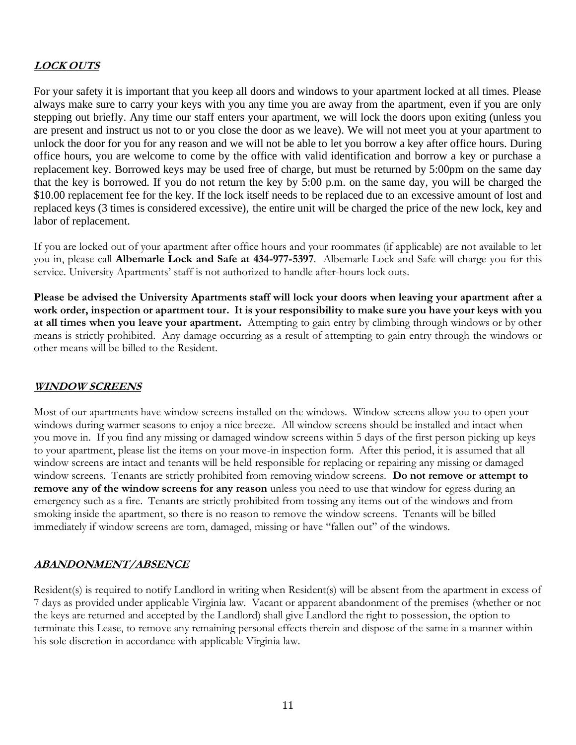## ***LOCK OUTS***

For your safety it is important that you keep all doors and windows to your apartment locked at all times. Please always make sure to carry your keys with you any time you are away from the apartment, even if you are only stepping out briefly. Any time our staff enters your apartment, we will lock the doors upon exiting (unless you are present and instruct us not to or you close the door as we leave). We will not meet you at your apartment to unlock the door for you for any reason and we will not be able to let you borrow a key after office hours. During office hours, you are welcome to come by the office with valid identification and borrow a key or purchase a replacement key. Borrowed keys may be used free of charge, but must be returned by 5:00pm on the same day that the key is borrowed. If you do not return the key by 5:00 p.m. on the same day, you will be charged the $10.00 replacement fee for the key. If the lock itself needs to be replaced due to an excessive amount of lost and replaced keys (3 times is considered excessive), the entire unit will be charged the price of the new lock, key and labor of replacement.

If you are locked out of your apartment after office hours and your roommates (if applicable) are not available to let you in, please call **Albemarle Lock and Safe at 434-977-5397**. Albemarle Lock and Safe will charge you for this service. University Apartments' staff is not authorized to handle after-hours lock outs.

**Please be advised the University Apartments staff will lock your doors when leaving your apartment after a work order, inspection or apartment tour. It is your responsibility to make sure you have your keys with you at all times when you leave your apartment.** Attempting to gain entry by climbing through windows or by other means is strictly prohibited. Any damage occurring as a result of attempting to gain entry through the windows or other means will be billed to the Resident.

## ***WINDOW SCREENS***

Most of our apartments have window screens installed on the windows. Window screens allow you to open your windows during warmer seasons to enjoy a nice breeze. All window screens should be installed and intact when you move in. If you find any missing or damaged window screens within 5 days of the first person picking up keys to your apartment, please list the items on your move-in inspection form. After this period, it is assumed that all window screens are intact and tenants will be held responsible for replacing or repairing any missing or damaged window screens. Tenants are strictly prohibited from removing window screens. **Do not remove or attempt to remove any of the window screens for any reason** unless you need to use that window for egress during an emergency such as a fire. Tenants are strictly prohibited from tossing any items out of the windows and from smoking inside the apartment, so there is no reason to remove the window screens. Tenants will be billed immediately if window screens are torn, damaged, missing or have "fallen out" of the windows.

## ***ABANDONMENT/ABSENCE***

Resident(s) is required to notify Landlord in writing when Resident(s) will be absent from the apartment in excess of 7 days as provided under applicable Virginia law. Vacant or apparent abandonment of the premises (whether or not the keys are returned and accepted by the Landlord) shall give Landlord the right to possession, the option to terminate this Lease, to remove any remaining personal effects therein and dispose of the same in a manner within his sole discretion in accordance with applicable Virginia law.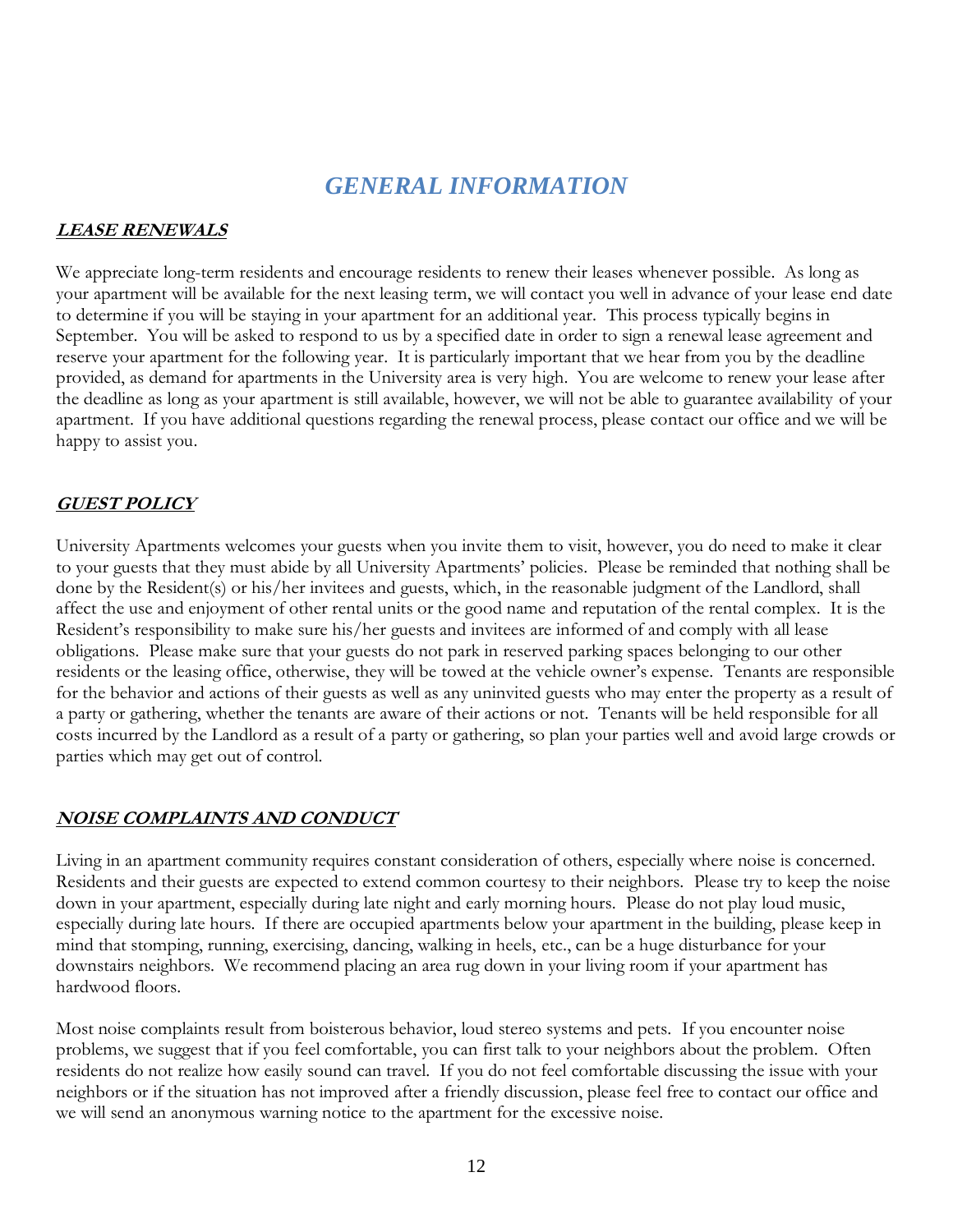# *GENERAL INFORMATION*

## ***LEASE RENEWALS***

We appreciate long-term residents and encourage residents to renew their leases whenever possible. As long as your apartment will be available for the next leasing term, we will contact you well in advance of your lease end date to determine if you will be staying in your apartment for an additional year. This process typically begins in September. You will be asked to respond to us by a specified date in order to sign a renewal lease agreement and reserve your apartment for the following year. It is particularly important that we hear from you by the deadline provided, as demand for apartments in the University area is very high. You are welcome to renew your lease after the deadline as long as your apartment is still available, however, we will not be able to guarantee availability of your apartment. If you have additional questions regarding the renewal process, please contact our office and we will be happy to assist you.

## ***GUEST POLICY***

University Apartments welcomes your guests when you invite them to visit, however, you do need to make it clear to your guests that they must abide by all University Apartments' policies. Please be reminded that nothing shall be done by the Resident(s) or his/her invitees and guests, which, in the reasonable judgment of the Landlord, shall affect the use and enjoyment of other rental units or the good name and reputation of the rental complex. It is the Resident's responsibility to make sure his/her guests and invitees are informed of and comply with all lease obligations. Please make sure that your guests do not park in reserved parking spaces belonging to our other residents or the leasing office, otherwise, they will be towed at the vehicle owner's expense. Tenants are responsible for the behavior and actions of their guests as well as any uninvited guests who may enter the property as a result of a party or gathering, whether the tenants are aware of their actions or not. Tenants will be held responsible for all costs incurred by the Landlord as a result of a party or gathering, so plan your parties well and avoid large crowds or parties which may get out of control.

## ***NOISE COMPLAINTS AND CONDUCT***

Living in an apartment community requires constant consideration of others, especially where noise is concerned. Residents and their guests are expected to extend common courtesy to their neighbors. Please try to keep the noise down in your apartment, especially during late night and early morning hours. Please do not play loud music, especially during late hours. If there are occupied apartments below your apartment in the building, please keep in mind that stomping, running, exercising, dancing, walking in heels, etc., can be a huge disturbance for your downstairs neighbors. We recommend placing an area rug down in your living room if your apartment has hardwood floors.

Most noise complaints result from boisterous behavior, loud stereo systems and pets. If you encounter noise problems, we suggest that if you feel comfortable, you can first talk to your neighbors about the problem. Often residents do not realize how easily sound can travel. If you do not feel comfortable discussing the issue with your neighbors or if the situation has not improved after a friendly discussion, please feel free to contact our office and we will send an anonymous warning notice to the apartment for the excessive noise.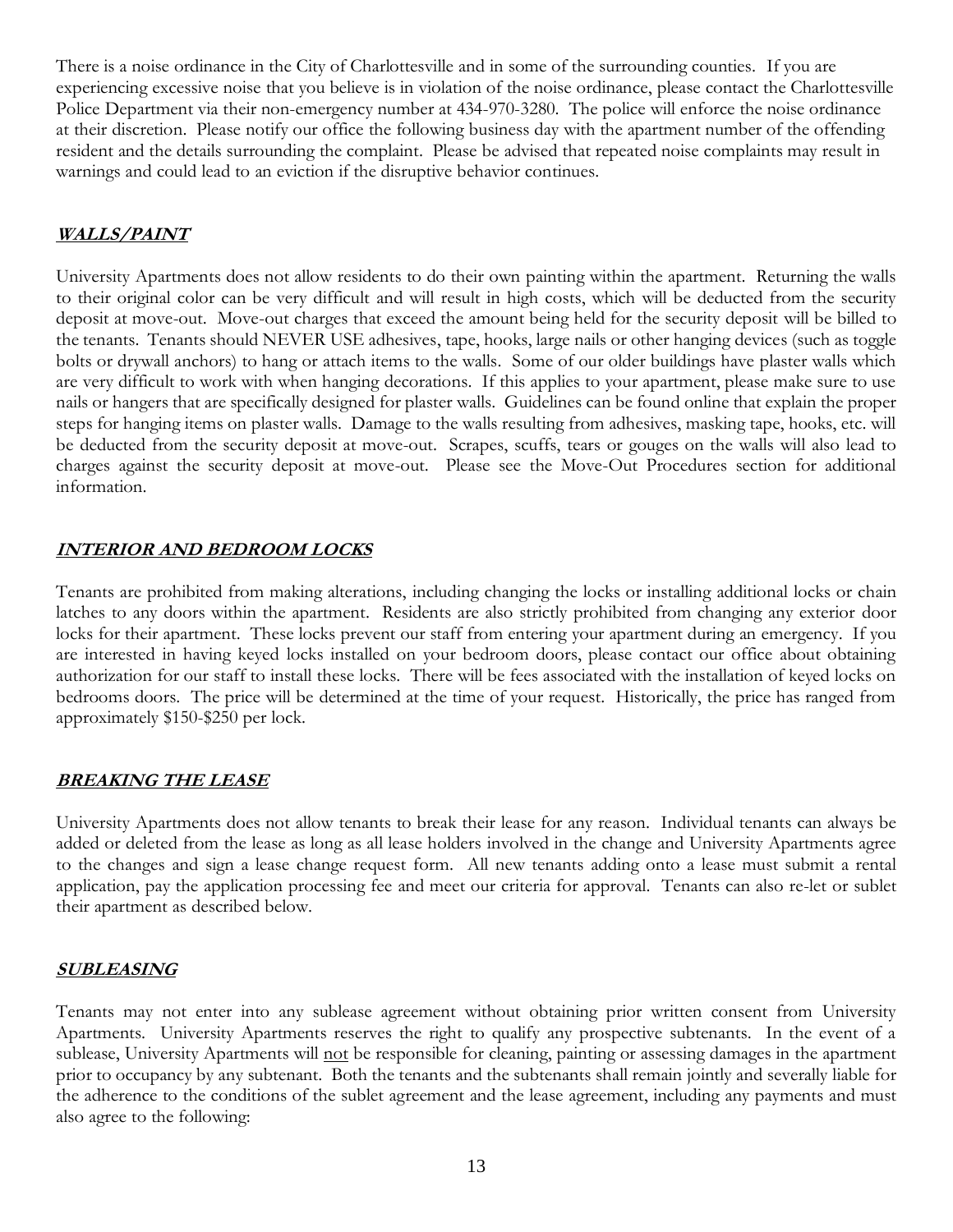There is a noise ordinance in the City of Charlottesville and in some of the surrounding counties. If you are experiencing excessive noise that you believe is in violation of the noise ordinance, please contact the Charlottesville Police Department via their non-emergency number at 434-970-3280. The police will enforce the noise ordinance at their discretion. Please notify our office the following business day with the apartment number of the offending resident and the details surrounding the complaint. Please be advised that repeated noise complaints may result in warnings and could lead to an eviction if the disruptive behavior continues.

## ***WALLS/PAINT***

University Apartments does not allow residents to do their own painting within the apartment. Returning the walls to their original color can be very difficult and will result in high costs, which will be deducted from the security deposit at move-out. Move-out charges that exceed the amount being held for the security deposit will be billed to the tenants. Tenants should NEVER USE adhesives, tape, hooks, large nails or other hanging devices (such as toggle bolts or drywall anchors) to hang or attach items to the walls. Some of our older buildings have plaster walls which are very difficult to work with when hanging decorations. If this applies to your apartment, please make sure to use nails or hangers that are specifically designed for plaster walls. Guidelines can be found online that explain the proper steps for hanging items on plaster walls. Damage to the walls resulting from adhesives, masking tape, hooks, etc. will be deducted from the security deposit at move-out. Scrapes, scuffs, tears or gouges on the walls will also lead to charges against the security deposit at move-out. Please see the Move-Out Procedures section for additional information.

## ***INTERIOR AND BEDROOM LOCKS***

Tenants are prohibited from making alterations, including changing the locks or installing additional locks or chain latches to any doors within the apartment. Residents are also strictly prohibited from changing any exterior door locks for their apartment. These locks prevent our staff from entering your apartment during an emergency. If you are interested in having keyed locks installed on your bedroom doors, please contact our office about obtaining authorization for our staff to install these locks. There will be fees associated with the installation of keyed locks on bedrooms doors. The price will be determined at the time of your request. Historically, the price has ranged from approximately $150-$250 per lock.

## ***BREAKING THE LEASE***

University Apartments does not allow tenants to break their lease for any reason. Individual tenants can always be added or deleted from the lease as long as all lease holders involved in the change and University Apartments agree to the changes and sign a lease change request form. All new tenants adding onto a lease must submit a rental application, pay the application processing fee and meet our criteria for approval. Tenants can also re-let or sublet their apartment as described below.

## ***SUBLEASING***

Tenants may not enter into any sublease agreement without obtaining prior written consent from University Apartments. University Apartments reserves the right to qualify any prospective subtenants. In the event of a sublease, University Apartments will not be responsible for cleaning, painting or assessing damages in the apartment prior to occupancy by any subtenant. Both the tenants and the subtenants shall remain jointly and severally liable for the adherence to the conditions of the sublet agreement and the lease agreement, including any payments and must also agree to the following: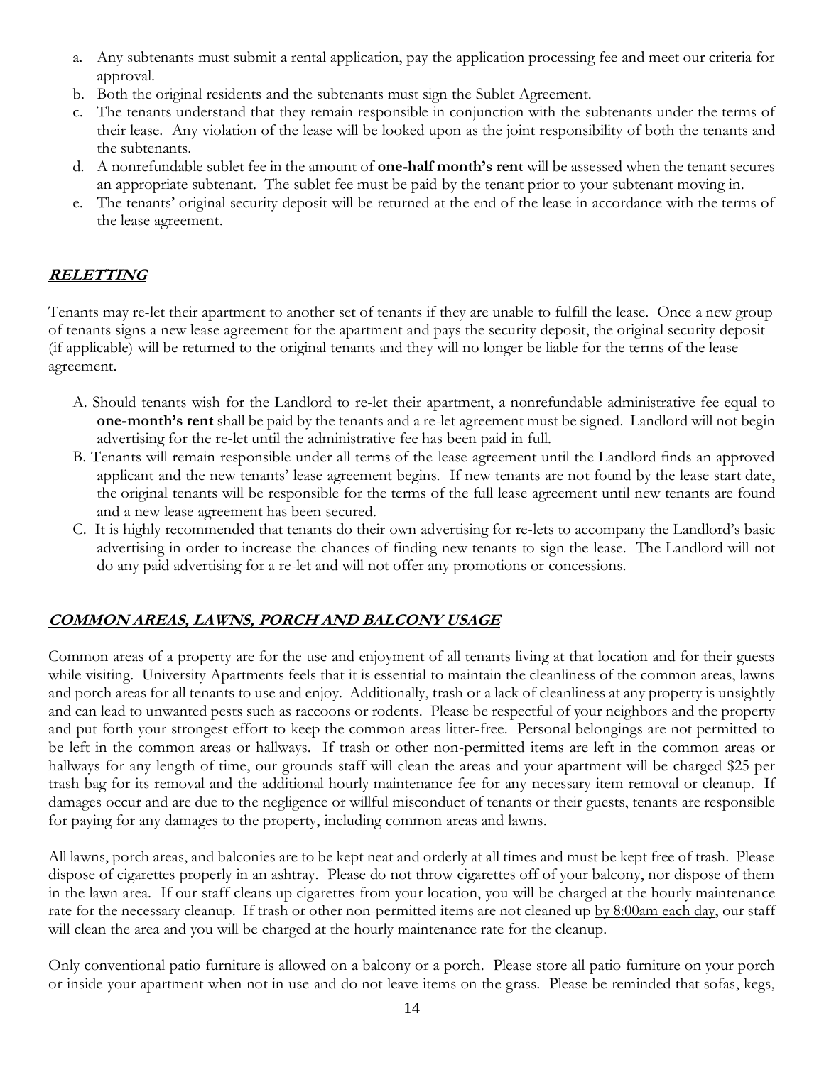a. Any subtenants must submit a rental application, pay the application processing fee and meet our criteria for approval.
b. Both the original residents and the subtenants must sign the Sublet Agreement.
c. The tenants understand that they remain responsible in conjunction with the subtenants under the terms of their lease. Any violation of the lease will be looked upon as the joint responsibility of both the tenants and the subtenants.
d. A nonrefundable sublet fee in the amount of **one-half month's rent** will be assessed when the tenant secures an appropriate subtenant. The sublet fee must be paid by the tenant prior to your subtenant moving in.
e. The tenants' original security deposit will be returned at the end of the lease in accordance with the terms of the lease agreement.

## ***RELETTING***

Tenants may re-let their apartment to another set of tenants if they are unable to fulfill the lease. Once a new group of tenants signs a new lease agreement for the apartment and pays the security deposit, the original security deposit (if applicable) will be returned to the original tenants and they will no longer be liable for the terms of the lease agreement.

A. Should tenants wish for the Landlord to re-let their apartment, a nonrefundable administrative fee equal to **one-month's rent** shall be paid by the tenants and a re-let agreement must be signed. Landlord will not begin advertising for the re-let until the administrative fee has been paid in full.

B. Tenants will remain responsible under all terms of the lease agreement until the Landlord finds an approved applicant and the new tenants' lease agreement begins. If new tenants are not found by the lease start date, the original tenants will be responsible for the terms of the full lease agreement until new tenants are found and a new lease agreement has been secured.

C. It is highly recommended that tenants do their own advertising for re-lets to accompany the Landlord's basic advertising in order to increase the chances of finding new tenants to sign the lease. The Landlord will not do any paid advertising for a re-let and will not offer any promotions or concessions.

## ***COMMON AREAS, LAWNS, PORCH AND BALCONY USAGE***

Common areas of a property are for the use and enjoyment of all tenants living at that location and for their guests while visiting. University Apartments feels that it is essential to maintain the cleanliness of the common areas, lawns and porch areas for all tenants to use and enjoy. Additionally, trash or a lack of cleanliness at any property is unsightly and can lead to unwanted pests such as raccoons or rodents. Please be respectful of your neighbors and the property and put forth your strongest effort to keep the common areas litter-free. Personal belongings are not permitted to be left in the common areas or hallways. If trash or other non-permitted items are left in the common areas or hallways for any length of time, our grounds staff will clean the areas and your apartment will be charged $25 per trash bag for its removal and the additional hourly maintenance fee for any necessary item removal or cleanup. If damages occur and are due to the negligence or willful misconduct of tenants or their guests, tenants are responsible for paying for any damages to the property, including common areas and lawns.

All lawns, porch areas, and balconies are to be kept neat and orderly at all times and must be kept free of trash. Please dispose of cigarettes properly in an ashtray. Please do not throw cigarettes off of your balcony, nor dispose of them in the lawn area. If our staff cleans up cigarettes from your location, you will be charged at the hourly maintenance rate for the necessary cleanup. If trash or other non-permitted items are not cleaned up by 8:00am each day, our staff will clean the area and you will be charged at the hourly maintenance rate for the cleanup.

Only conventional patio furniture is allowed on a balcony or a porch. Please store all patio furniture on your porch or inside your apartment when not in use and do not leave items on the grass. Please be reminded that sofas, kegs,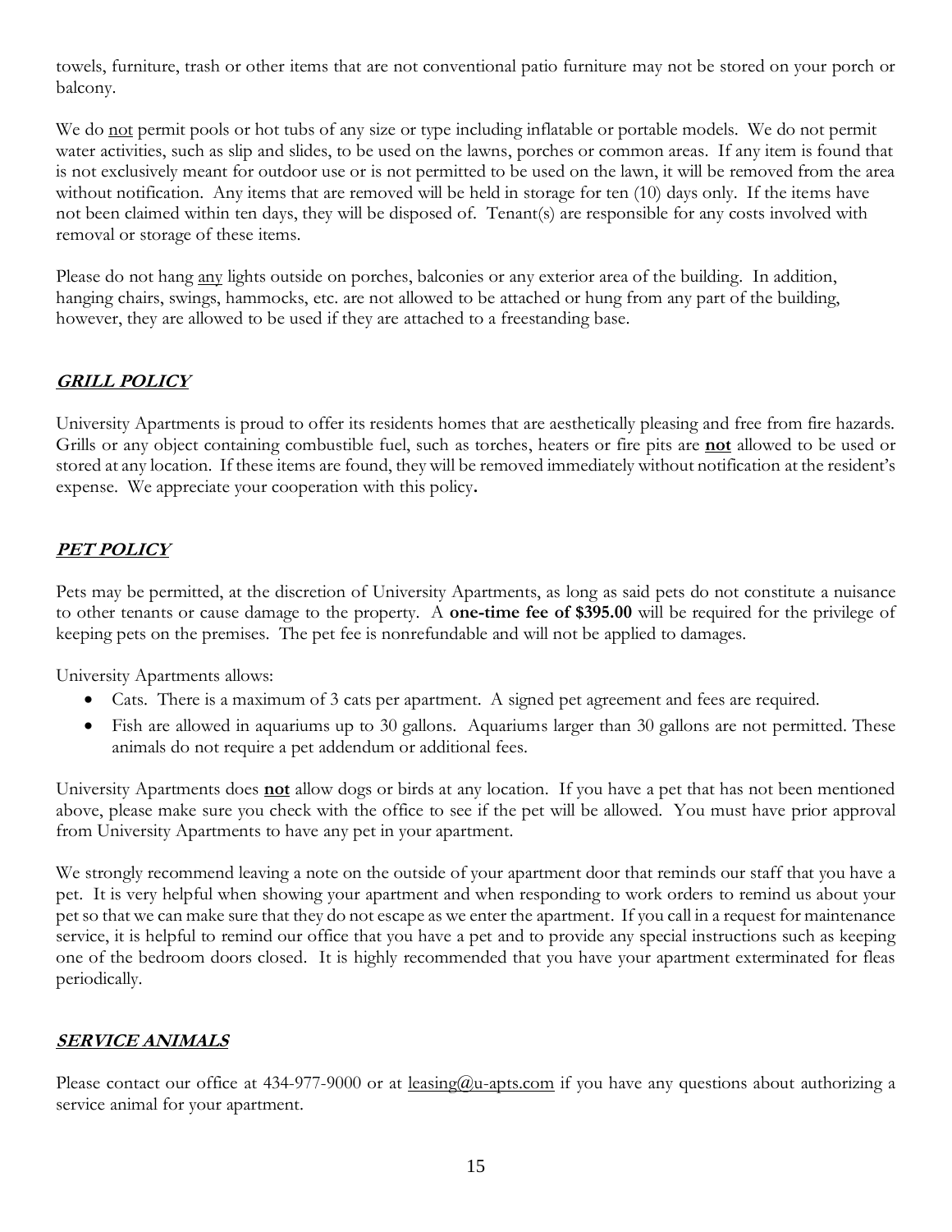towels, furniture, trash or other items that are not conventional patio furniture may not be stored on your porch or balcony.

We do <u>not</u> permit pools or hot tubs of any size or type including inflatable or portable models. We do not permit water activities, such as slip and slides, to be used on the lawns, porches or common areas. If any item is found that is not exclusively meant for outdoor use or is not permitted to be used on the lawn, it will be removed from the area without notification. Any items that are removed will be held in storage for ten (10) days only. If the items have not been claimed within ten days, they will be disposed of. Tenant(s) are responsible for any costs involved with removal or storage of these items.

Please do not hang <u>any</u> lights outside on porches, balconies or any exterior area of the building. In addition, hanging chairs, swings, hammocks, etc. are not allowed to be attached or hung from any part of the building, however, they are allowed to be used if they are attached to a freestanding base.

## ***GRILL POLICY***

University Apartments is proud to offer its residents homes that are aesthetically pleasing and free from fire hazards. Grills or any object containing combustible fuel, such as torches, heaters or fire pits are **<u>not</u>** allowed to be used or stored at any location. If these items are found, they will be removed immediately without notification at the resident's expense. We appreciate your cooperation with this policy**.**

## ***PET POLICY***

Pets may be permitted, at the discretion of University Apartments, as long as said pets do not constitute a nuisance to other tenants or cause damage to the property. A **one-time fee of $395.00** will be required for the privilege of keeping pets on the premises. The pet fee is nonrefundable and will not be applied to damages.

University Apartments allows:

- Cats. There is a maximum of 3 cats per apartment. A signed pet agreement and fees are required.
- Fish are allowed in aquariums up to 30 gallons. Aquariums larger than 30 gallons are not permitted. These animals do not require a pet addendum or additional fees.

University Apartments does **<u>not</u>** allow dogs or birds at any location. If you have a pet that has not been mentioned above, please make sure you check with the office to see if the pet will be allowed. You must have prior approval from University Apartments to have any pet in your apartment.

We strongly recommend leaving a note on the outside of your apartment door that reminds our staff that you have a pet. It is very helpful when showing your apartment and when responding to work orders to remind us about your pet so that we can make sure that they do not escape as we enter the apartment. If you call in a request for maintenance service, it is helpful to remind our office that you have a pet and to provide any special instructions such as keeping one of the bedroom doors closed. It is highly recommended that you have your apartment exterminated for fleas periodically.

## ***SERVICE ANIMALS***

Please contact our office at 434-977-9000 or at <u>leasing@u-apts.com</u> if you have any questions about authorizing a service animal for your apartment.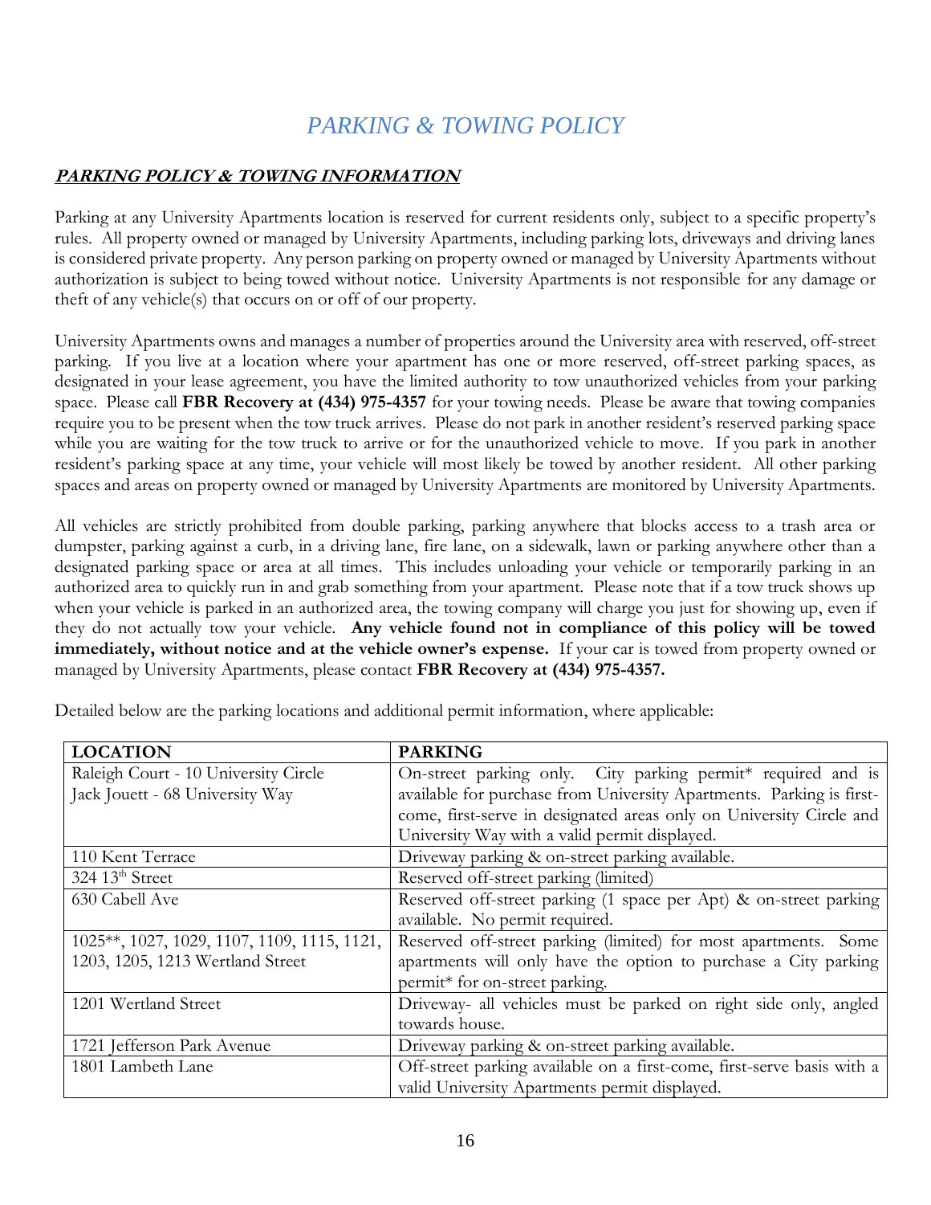# *PARKING & TOWING POLICY*

## ***PARKING POLICY & TOWING INFORMATION***

Parking at any University Apartments location is reserved for current residents only, subject to a specific property's rules. All property owned or managed by University Apartments, including parking lots, driveways and driving lanes is considered private property. Any person parking on property owned or managed by University Apartments without authorization is subject to being towed without notice. University Apartments is not responsible for any damage or theft of any vehicle(s) that occurs on or off of our property.

University Apartments owns and manages a number of properties around the University area with reserved, off-street parking. If you live at a location where your apartment has one or more reserved, off-street parking spaces, as designated in your lease agreement, you have the limited authority to tow unauthorized vehicles from your parking space. Please call **FBR Recovery at (434) 975-4357** for your towing needs. Please be aware that towing companies require you to be present when the tow truck arrives. Please do not park in another resident's reserved parking space while you are waiting for the tow truck to arrive or for the unauthorized vehicle to move. If you park in another resident's parking space at any time, your vehicle will most likely be towed by another resident. All other parking spaces and areas on property owned or managed by University Apartments are monitored by University Apartments.

All vehicles are strictly prohibited from double parking, parking anywhere that blocks access to a trash area or dumpster, parking against a curb, in a driving lane, fire lane, on a sidewalk, lawn or parking anywhere other than a designated parking space or area at all times. This includes unloading your vehicle or temporarily parking in an authorized area to quickly run in and grab something from your apartment. Please note that if a tow truck shows up when your vehicle is parked in an authorized area, the towing company will charge you just for showing up, even if they do not actually tow your vehicle. **Any vehicle found not in compliance of this policy will be towed immediately, without notice and at the vehicle owner's expense.** If your car is towed from property owned or managed by University Apartments, please contact **FBR Recovery at (434) 975-4357.**

Detailed below are the parking locations and additional permit information, where applicable:

| **LOCATION** | **PARKING** |
|---|---|
| Raleigh Court - 10 University Circle<br>Jack Jouett - 68 University Way | On-street parking only. City parking permit* required and is available for purchase from University Apartments. Parking is first-come, first-serve in designated areas only on University Circle and University Way with a valid permit displayed. |
| 110 Kent Terrace | Driveway parking & on-street parking available. |
| 324 13th Street | Reserved off-street parking (limited) |
| 630 Cabell Ave | Reserved off-street parking (1 space per Apt) & on-street parking available. No permit required. |
| 1025**, 1027, 1029, 1107, 1109, 1115, 1121, 1203, 1205, 1213 Wertland Street | Reserved off-street parking (limited) for most apartments. Some apartments will only have the option to purchase a City parking permit* for on-street parking. |
| 1201 Wertland Street | Driveway- all vehicles must be parked on right side only, angled towards house. |
| 1721 Jefferson Park Avenue | Driveway parking & on-street parking available. |
| 1801 Lambeth Lane | Off-street parking available on a first-come, first-serve basis with a valid University Apartments permit displayed. |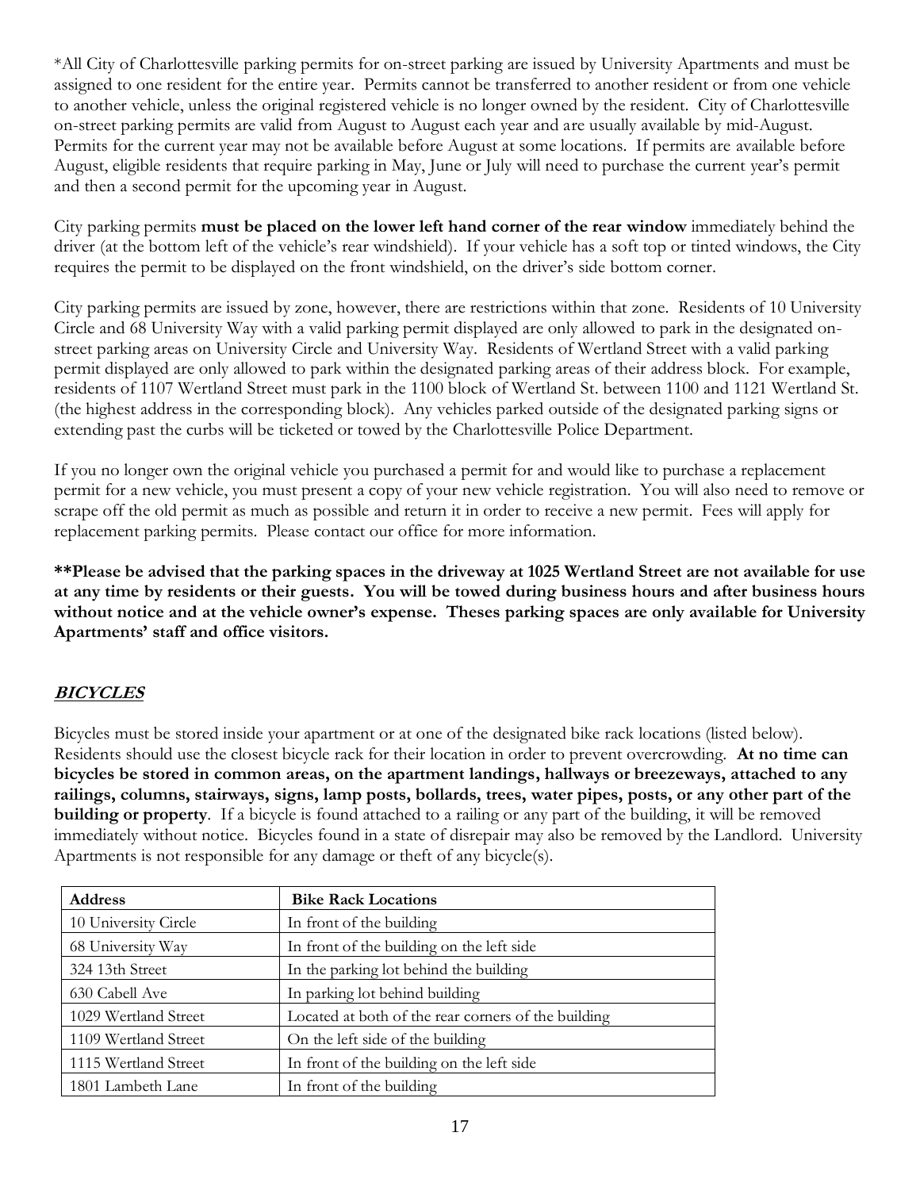*All City of Charlottesville parking permits for on-street parking are issued by University Apartments and must be assigned to one resident for the entire year. Permits cannot be transferred to another resident or from one vehicle to another vehicle, unless the original registered vehicle is no longer owned by the resident. City of Charlottesville on-street parking permits are valid from August to August each year and are usually available by mid-August. Permits for the current year may not be available before August at some locations. If permits are available before August, eligible residents that require parking in May, June or July will need to purchase the current year's permit and then a second permit for the upcoming year in August.

City parking permits **must be placed on the lower left hand corner of the rear window** immediately behind the driver (at the bottom left of the vehicle's rear windshield). If your vehicle has a soft top or tinted windows, the City requires the permit to be displayed on the front windshield, on the driver's side bottom corner.

City parking permits are issued by zone, however, there are restrictions within that zone. Residents of 10 University Circle and 68 University Way with a valid parking permit displayed are only allowed to park in the designated on-street parking areas on University Circle and University Way. Residents of Wertland Street with a valid parking permit displayed are only allowed to park within the designated parking areas of their address block. For example, residents of 1107 Wertland Street must park in the 1100 block of Wertland St. between 1100 and 1121 Wertland St. (the highest address in the corresponding block). Any vehicles parked outside of the designated parking signs or extending past the curbs will be ticketed or towed by the Charlottesville Police Department.

If you no longer own the original vehicle you purchased a permit for and would like to purchase a replacement permit for a new vehicle, you must present a copy of your new vehicle registration. You will also need to remove or scrape off the old permit as much as possible and return it in order to receive a new permit. Fees will apply for replacement parking permits. Please contact our office for more information.

**\*\*Please be advised that the parking spaces in the driveway at 1025 Wertland Street are not available for use at any time by residents or their guests. You will be towed during business hours and after business hours without notice and at the vehicle owner's expense. Theses parking spaces are only available for University Apartments' staff and office visitors.**

## ***BICYCLES***

Bicycles must be stored inside your apartment or at one of the designated bike rack locations (listed below). Residents should use the closest bicycle rack for their location in order to prevent overcrowding. **At no time can bicycles be stored in common areas, on the apartment landings, hallways or breezeways, attached to any railings, columns, stairways, signs, lamp posts, bollards, trees, water pipes, posts, or any other part of the building or property**. If a bicycle is found attached to a railing or any part of the building, it will be removed immediately without notice. Bicycles found in a state of disrepair may also be removed by the Landlord. University Apartments is not responsible for any damage or theft of any bicycle(s).

| Address | Bike Rack Locations |
|---|---|
| 10 University Circle | In front of the building |
| 68 University Way | In front of the building on the left side |
| 324 13th Street | In the parking lot behind the building |
| 630 Cabell Ave | In parking lot behind building |
| 1029 Wertland Street | Located at both of the rear corners of the building |
| 1109 Wertland Street | On the left side of the building |
| 1115 Wertland Street | In front of the building on the left side |
| 1801 Lambeth Lane | In front of the building |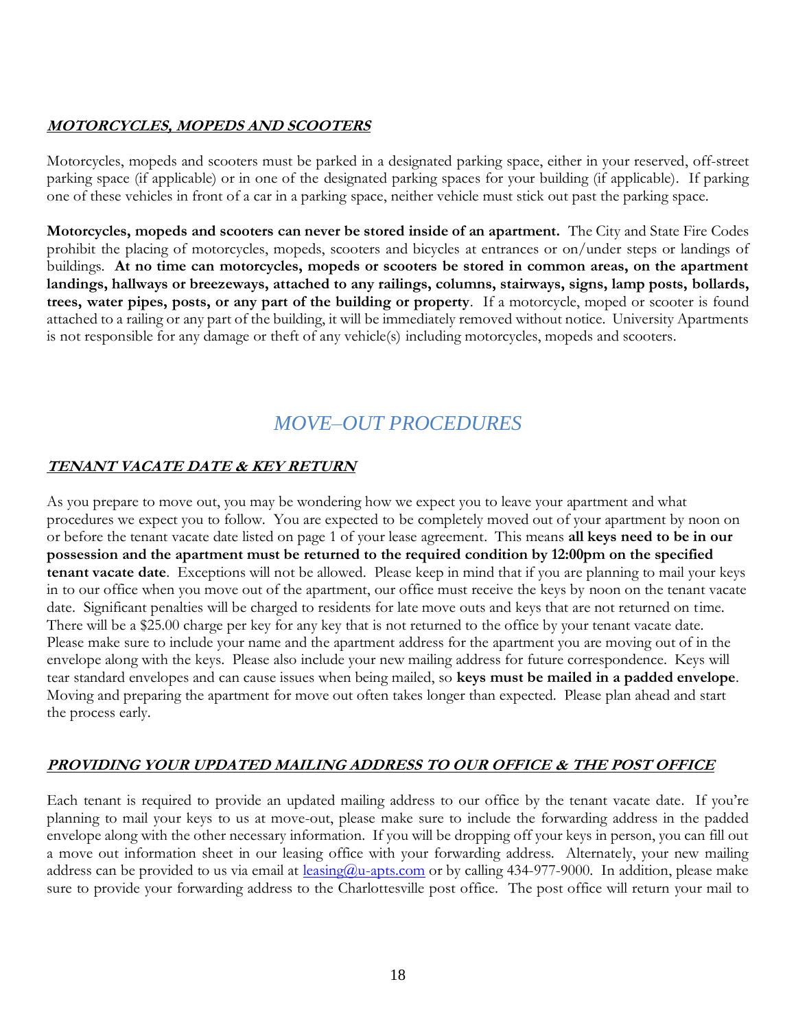### ***MOTORCYCLES, MOPEDS AND SCOOTERS***

Motorcycles, mopeds and scooters must be parked in a designated parking space, either in your reserved, off-street parking space (if applicable) or in one of the designated parking spaces for your building (if applicable). If parking one of these vehicles in front of a car in a parking space, neither vehicle must stick out past the parking space.

**Motorcycles, mopeds and scooters can never be stored inside of an apartment.** The City and State Fire Codes prohibit the placing of motorcycles, mopeds, scooters and bicycles at entrances or on/under steps or landings of buildings. **At no time can motorcycles, mopeds or scooters be stored in common areas, on the apartment landings, hallways or breezeways, attached to any railings, columns, stairways, signs, lamp posts, bollards, trees, water pipes, posts, or any part of the building or property**. If a motorcycle, moped or scooter is found attached to a railing or any part of the building, it will be immediately removed without notice. University Apartments is not responsible for any damage or theft of any vehicle(s) including motorcycles, mopeds and scooters.

## *MOVE–OUT PROCEDURES*

### ***TENANT VACATE DATE & KEY RETURN***

As you prepare to move out, you may be wondering how we expect you to leave your apartment and what procedures we expect you to follow. You are expected to be completely moved out of your apartment by noon on or before the tenant vacate date listed on page 1 of your lease agreement. This means **all keys need to be in our possession and the apartment must be returned to the required condition by 12:00pm on the specified tenant vacate date**. Exceptions will not be allowed. Please keep in mind that if you are planning to mail your keys in to our office when you move out of the apartment, our office must receive the keys by noon on the tenant vacate date. Significant penalties will be charged to residents for late move outs and keys that are not returned on time. There will be a $25.00 charge per key for any key that is not returned to the office by your tenant vacate date. Please make sure to include your name and the apartment address for the apartment you are moving out of in the envelope along with the keys. Please also include your new mailing address for future correspondence. Keys will tear standard envelopes and can cause issues when being mailed, so **keys must be mailed in a padded envelope**. Moving and preparing the apartment for move out often takes longer than expected. Please plan ahead and start the process early.

### ***PROVIDING YOUR UPDATED MAILING ADDRESS TO OUR OFFICE & THE POST OFFICE***

Each tenant is required to provide an updated mailing address to our office by the tenant vacate date. If you're planning to mail your keys to us at move-out, please make sure to include the forwarding address in the padded envelope along with the other necessary information. If you will be dropping off your keys in person, you can fill out a move out information sheet in our leasing office with your forwarding address. Alternately, your new mailing address can be provided to us via email at leasing@u-apts.com or by calling 434-977-9000. In addition, please make sure to provide your forwarding address to the Charlottesville post office. The post office will return your mail to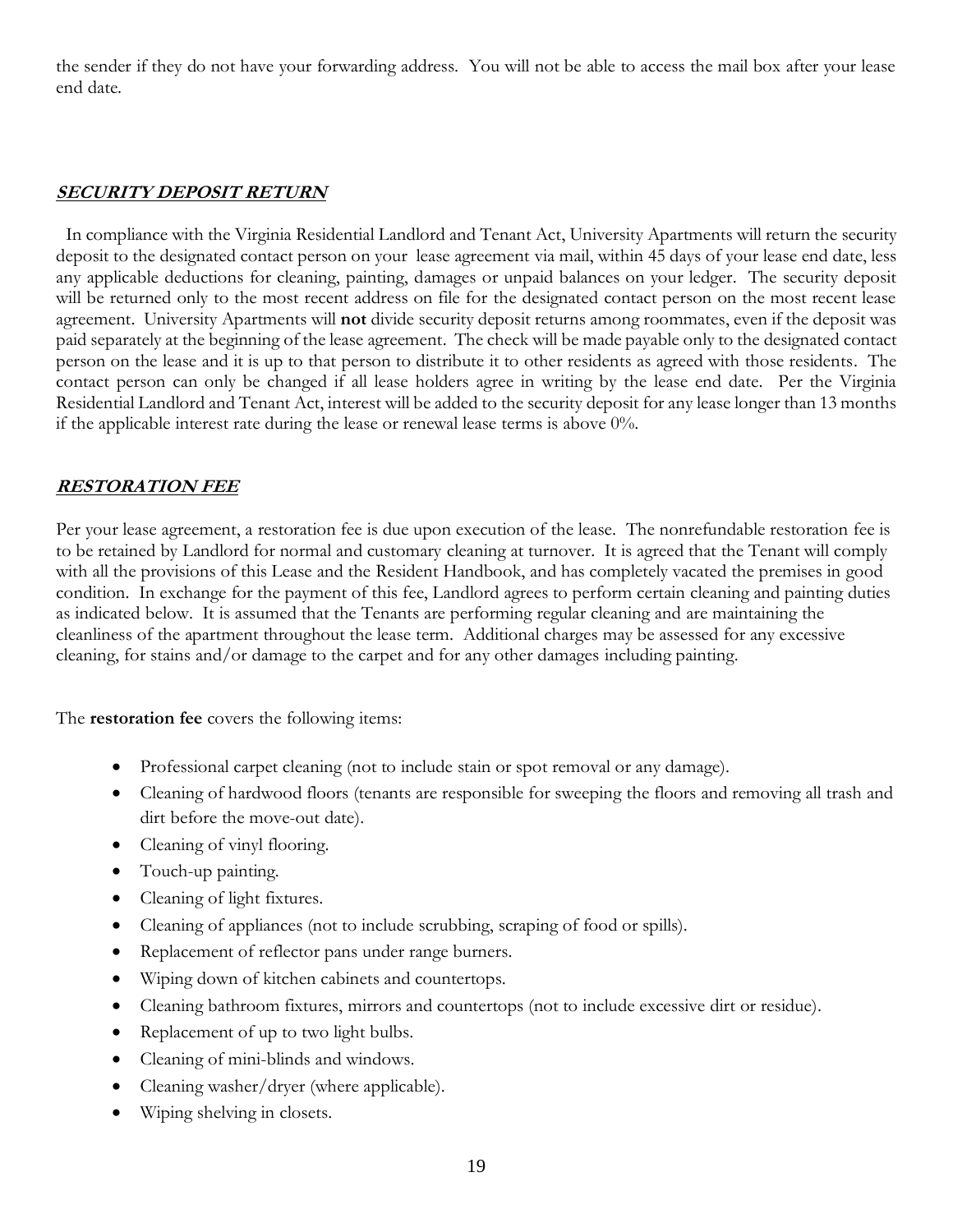the sender if they do not have your forwarding address. You will not be able to access the mail box after your lease end date.

## ***SECURITY DEPOSIT RETURN***

In compliance with the Virginia Residential Landlord and Tenant Act, University Apartments will return the security deposit to the designated contact person on your lease agreement via mail, within 45 days of your lease end date, less any applicable deductions for cleaning, painting, damages or unpaid balances on your ledger. The security deposit will be returned only to the most recent address on file for the designated contact person on the most recent lease agreement. University Apartments will **not** divide security deposit returns among roommates, even if the deposit was paid separately at the beginning of the lease agreement. The check will be made payable only to the designated contact person on the lease and it is up to that person to distribute it to other residents as agreed with those residents. The contact person can only be changed if all lease holders agree in writing by the lease end date. Per the Virginia Residential Landlord and Tenant Act, interest will be added to the security deposit for any lease longer than 13 months if the applicable interest rate during the lease or renewal lease terms is above 0%.

## ***RESTORATION FEE***

Per your lease agreement, a restoration fee is due upon execution of the lease. The nonrefundable restoration fee is to be retained by Landlord for normal and customary cleaning at turnover. It is agreed that the Tenant will comply with all the provisions of this Lease and the Resident Handbook, and has completely vacated the premises in good condition. In exchange for the payment of this fee, Landlord agrees to perform certain cleaning and painting duties as indicated below. It is assumed that the Tenants are performing regular cleaning and are maintaining the cleanliness of the apartment throughout the lease term. Additional charges may be assessed for any excessive cleaning, for stains and/or damage to the carpet and for any other damages including painting.

The **restoration fee** covers the following items:

- Professional carpet cleaning (not to include stain or spot removal or any damage).
- Cleaning of hardwood floors (tenants are responsible for sweeping the floors and removing all trash and dirt before the move-out date).
- Cleaning of vinyl flooring.
- Touch-up painting.
- Cleaning of light fixtures.
- Cleaning of appliances (not to include scrubbing, scraping of food or spills).
- Replacement of reflector pans under range burners.
- Wiping down of kitchen cabinets and countertops.
- Cleaning bathroom fixtures, mirrors and countertops (not to include excessive dirt or residue).
- Replacement of up to two light bulbs.
- Cleaning of mini-blinds and windows.
- Cleaning washer/dryer (where applicable).
- Wiping shelving in closets.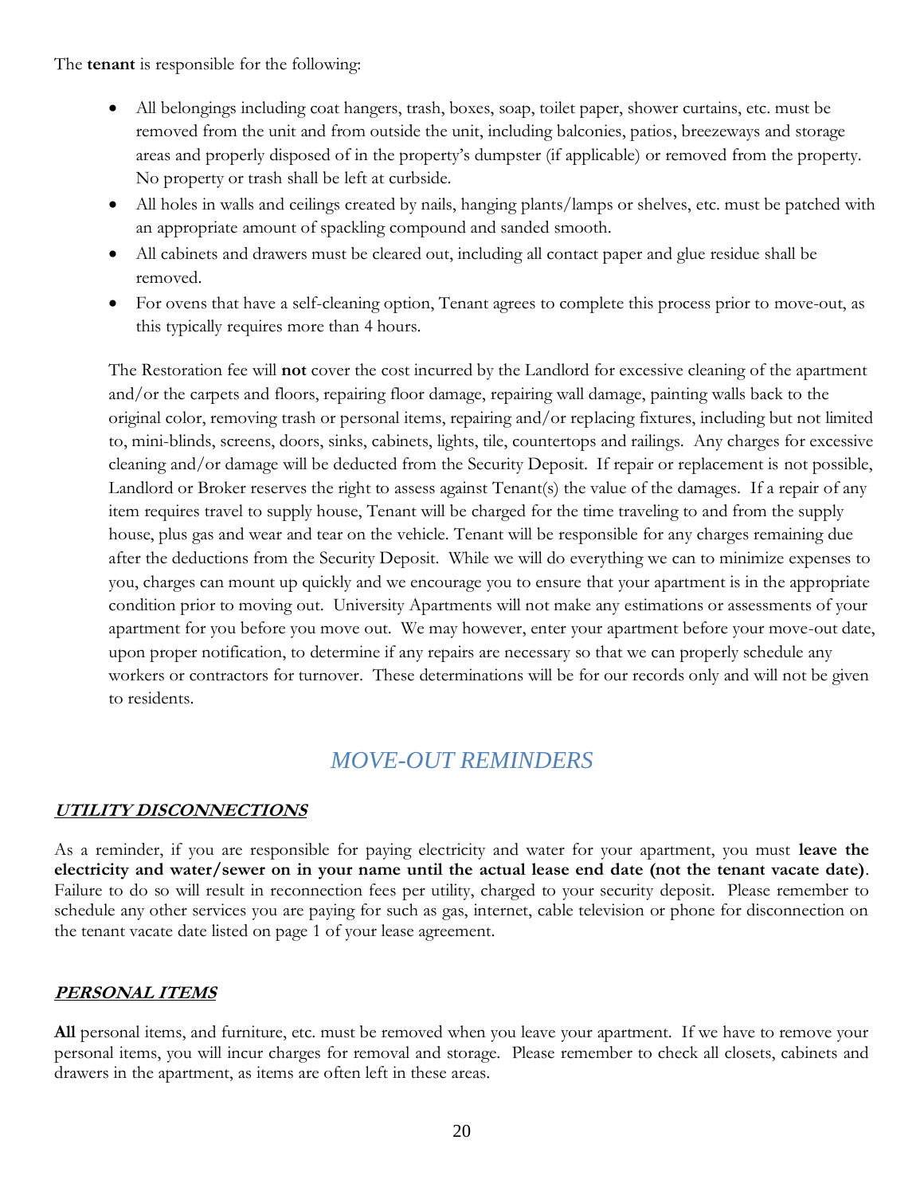The **tenant** is responsible for the following:

- All belongings including coat hangers, trash, boxes, soap, toilet paper, shower curtains, etc. must be removed from the unit and from outside the unit, including balconies, patios, breezeways and storage areas and properly disposed of in the property's dumpster (if applicable) or removed from the property. No property or trash shall be left at curbside.
- All holes in walls and ceilings created by nails, hanging plants/lamps or shelves, etc. must be patched with an appropriate amount of spackling compound and sanded smooth.
- All cabinets and drawers must be cleared out, including all contact paper and glue residue shall be removed.
- For ovens that have a self-cleaning option, Tenant agrees to complete this process prior to move-out, as this typically requires more than 4 hours.

The Restoration fee will **not** cover the cost incurred by the Landlord for excessive cleaning of the apartment and/or the carpets and floors, repairing floor damage, repairing wall damage, painting walls back to the original color, removing trash or personal items, repairing and/or replacing fixtures, including but not limited to, mini-blinds, screens, doors, sinks, cabinets, lights, tile, countertops and railings. Any charges for excessive cleaning and/or damage will be deducted from the Security Deposit. If repair or replacement is not possible, Landlord or Broker reserves the right to assess against Tenant(s) the value of the damages. If a repair of any item requires travel to supply house, Tenant will be charged for the time traveling to and from the supply house, plus gas and wear and tear on the vehicle. Tenant will be responsible for any charges remaining due after the deductions from the Security Deposit. While we will do everything we can to minimize expenses to you, charges can mount up quickly and we encourage you to ensure that your apartment is in the appropriate condition prior to moving out. University Apartments will not make any estimations or assessments of your apartment for you before you move out. We may however, enter your apartment before your move-out date, upon proper notification, to determine if any repairs are necessary so that we can properly schedule any workers or contractors for turnover. These determinations will be for our records only and will not be given to residents.

## *MOVE-OUT REMINDERS*

### **UTILITY DISCONNECTIONS**

As a reminder, if you are responsible for paying electricity and water for your apartment, you must **leave the electricity and water/sewer on in your name until the actual lease end date (not the tenant vacate date)**. Failure to do so will result in reconnection fees per utility, charged to your security deposit. Please remember to schedule any other services you are paying for such as gas, internet, cable television or phone for disconnection on the tenant vacate date listed on page 1 of your lease agreement.

### **PERSONAL ITEMS**

**All** personal items, and furniture, etc. must be removed when you leave your apartment. If we have to remove your personal items, you will incur charges for removal and storage. Please remember to check all closets, cabinets and drawers in the apartment, as items are often left in these areas.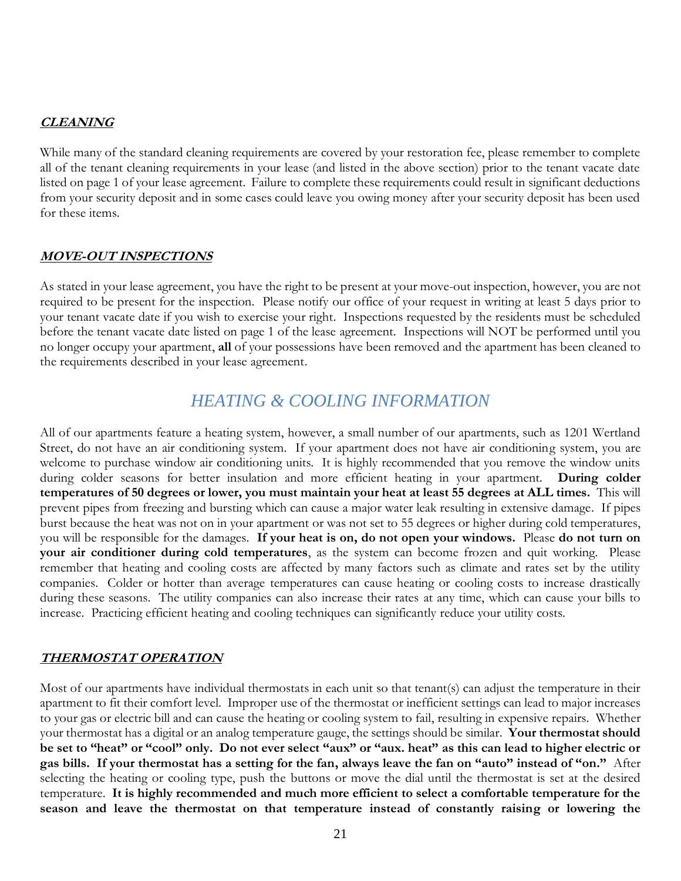### ***CLEANING***

While many of the standard cleaning requirements are covered by your restoration fee, please remember to complete all of the tenant cleaning requirements in your lease (and listed in the above section) prior to the tenant vacate date listed on page 1 of your lease agreement. Failure to complete these requirements could result in significant deductions from your security deposit and in some cases could leave you owing money after your security deposit has been used for these items.

### ***MOVE-OUT INSPECTIONS***

As stated in your lease agreement, you have the right to be present at your move-out inspection, however, you are not required to be present for the inspection. Please notify our office of your request in writing at least 5 days prior to your tenant vacate date if you wish to exercise your right. Inspections requested by the residents must be scheduled before the tenant vacate date listed on page 1 of the lease agreement. Inspections will NOT be performed until you no longer occupy your apartment, **all** of your possessions have been removed and the apartment has been cleaned to the requirements described in your lease agreement.

## *HEATING & COOLING INFORMATION*

All of our apartments feature a heating system, however, a small number of our apartments, such as 1201 Wertland Street, do not have an air conditioning system. If your apartment does not have air conditioning system, you are welcome to purchase window air conditioning units. It is highly recommended that you remove the window units during colder seasons for better insulation and more efficient heating in your apartment. **During colder temperatures of 50 degrees or lower, you must maintain your heat at least 55 degrees at ALL times.** This will prevent pipes from freezing and bursting which can cause a major water leak resulting in extensive damage. If pipes burst because the heat was not on in your apartment or was not set to 55 degrees or higher during cold temperatures, you will be responsible for the damages. **If your heat is on, do not open your windows.** Please **do not turn on your air conditioner during cold temperatures**, as the system can become frozen and quit working. Please remember that heating and cooling costs are affected by many factors such as climate and rates set by the utility companies. Colder or hotter than average temperatures can cause heating or cooling costs to increase drastically during these seasons. The utility companies can also increase their rates at any time, which can cause your bills to increase. Practicing efficient heating and cooling techniques can significantly reduce your utility costs.

### ***THERMOSTAT OPERATION***

Most of our apartments have individual thermostats in each unit so that tenant(s) can adjust the temperature in their apartment to fit their comfort level. Improper use of the thermostat or inefficient settings can lead to major increases to your gas or electric bill and can cause the heating or cooling system to fail, resulting in expensive repairs. Whether your thermostat has a digital or an analog temperature gauge, the settings should be similar. **Your thermostat should be set to "heat" or "cool" only. Do not ever select "aux" or "aux. heat" as this can lead to higher electric or gas bills. If your thermostat has a setting for the fan, always leave the fan on "auto" instead of "on."** After selecting the heating or cooling type, push the buttons or move the dial until the thermostat is set at the desired temperature. **It is highly recommended and much more efficient to select a comfortable temperature for the season and leave the thermostat on that temperature instead of constantly raising or lowering the**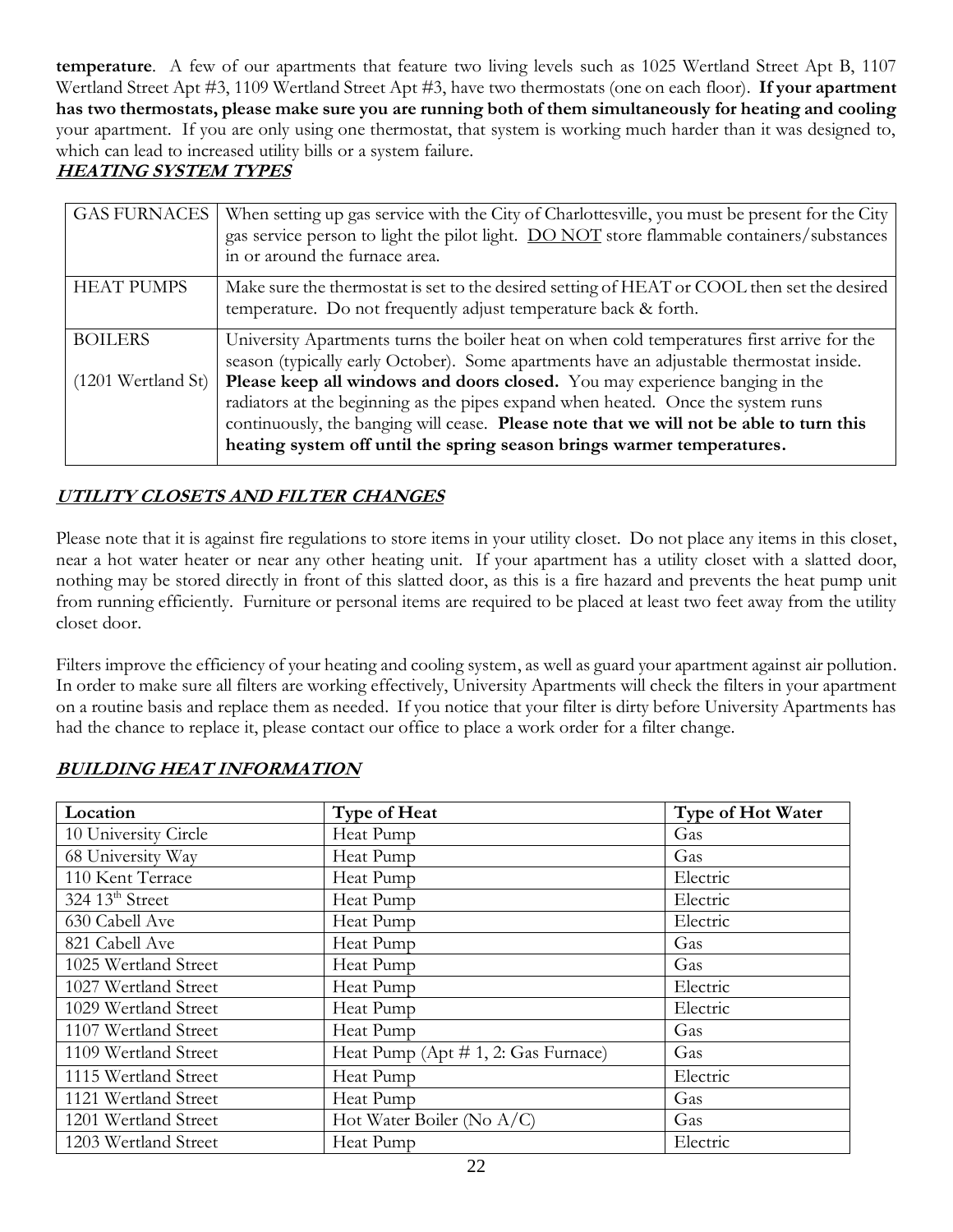**temperature**. A few of our apartments that feature two living levels such as 1025 Wertland Street Apt B, 1107 Wertland Street Apt #3, 1109 Wertland Street Apt #3, have two thermostats (one on each floor). **If your apartment has two thermostats, please make sure you are running both of them simultaneously for heating and cooling** your apartment. If you are only using one thermostat, that system is working much harder than it was designed to, which can lead to increased utility bills or a system failure.

## ***HEATING SYSTEM TYPES***

| | |
|---|---|
| GAS FURNACES | When setting up gas service with the City of Charlottesville, you must be present for the City gas service person to light the pilot light. DO NOT store flammable containers/substances in or around the furnace area. |
| HEAT PUMPS | Make sure the thermostat is set to the desired setting of HEAT or COOL then set the desired temperature. Do not frequently adjust temperature back & forth. |
| BOILERS (1201 Wertland St) | University Apartments turns the boiler heat on when cold temperatures first arrive for the season (typically early October). Some apartments have an adjustable thermostat inside. **Please keep all windows and doors closed.** You may experience banging in the radiators at the beginning as the pipes expand when heated. Once the system runs continuously, the banging will cease. **Please note that we will not be able to turn this heating system off until the spring season brings warmer temperatures.** |

## ***UTILITY CLOSETS AND FILTER CHANGES***

Please note that it is against fire regulations to store items in your utility closet. Do not place any items in this closet, near a hot water heater or near any other heating unit. If your apartment has a utility closet with a slatted door, nothing may be stored directly in front of this slatted door, as this is a fire hazard and prevents the heat pump unit from running efficiently. Furniture or personal items are required to be placed at least two feet away from the utility closet door.

Filters improve the efficiency of your heating and cooling system, as well as guard your apartment against air pollution. In order to make sure all filters are working effectively, University Apartments will check the filters in your apartment on a routine basis and replace them as needed. If you notice that your filter is dirty before University Apartments has had the chance to replace it, please contact our office to place a work order for a filter change.

## ***BUILDING HEAT INFORMATION***

| Location | Type of Heat | Type of Hot Water |
|---|---|---|
| 10 University Circle | Heat Pump | Gas |
| 68 University Way | Heat Pump | Gas |
| 110 Kent Terrace | Heat Pump | Electric |
| 324 13th Street | Heat Pump | Electric |
| 630 Cabell Ave | Heat Pump | Electric |
| 821 Cabell Ave | Heat Pump | Gas |
| 1025 Wertland Street | Heat Pump | Gas |
| 1027 Wertland Street | Heat Pump | Electric |
| 1029 Wertland Street | Heat Pump | Electric |
| 1107 Wertland Street | Heat Pump | Gas |
| 1109 Wertland Street | Heat Pump (Apt # 1, 2: Gas Furnace) | Gas |
| 1115 Wertland Street | Heat Pump | Electric |
| 1121 Wertland Street | Heat Pump | Gas |
| 1201 Wertland Street | Hot Water Boiler (No A/C) | Gas |
| 1203 Wertland Street | Heat Pump | Electric |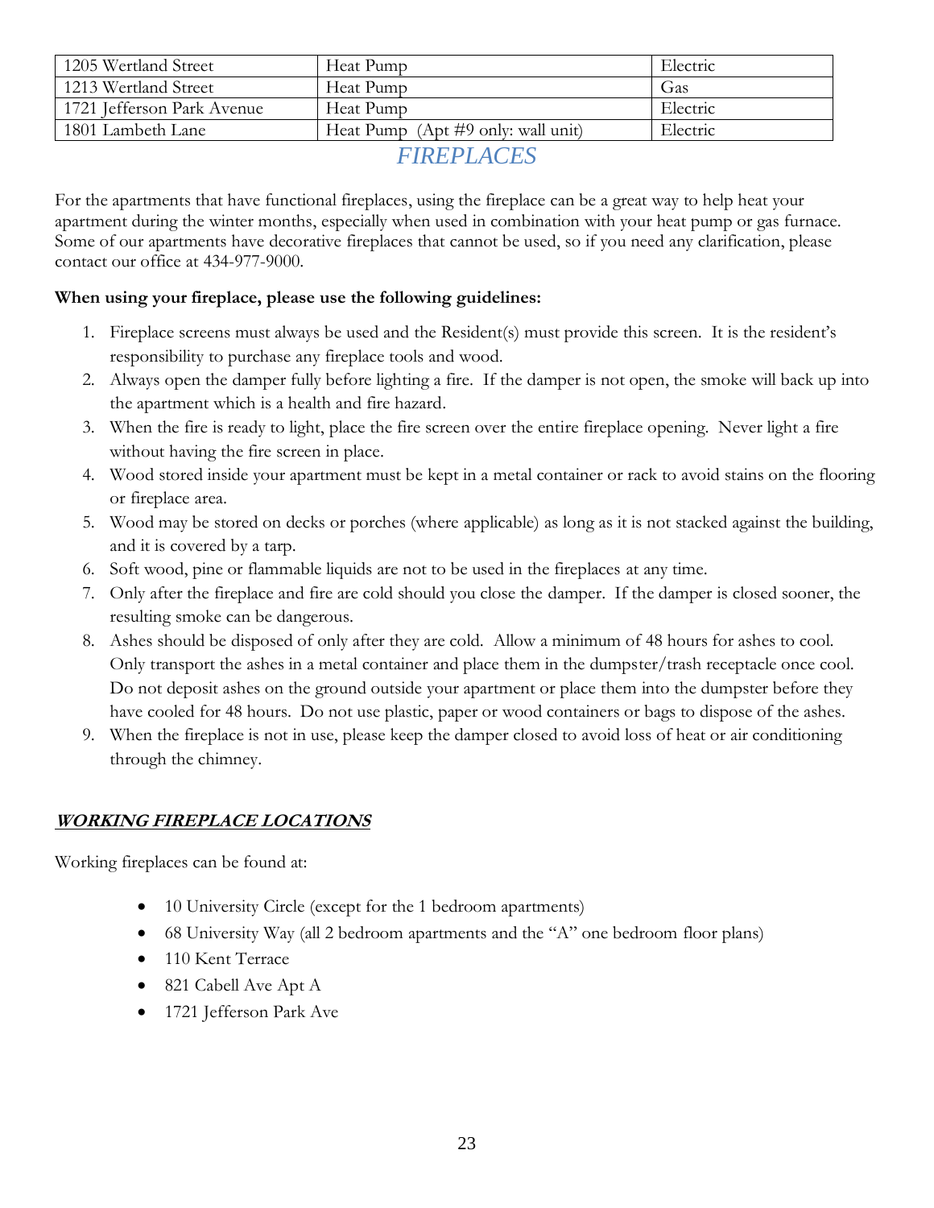| 1205 Wertland Street | Heat Pump | Electric |
|---|---|---|
| 1213 Wertland Street | Heat Pump | Gas |
| 1721 Jefferson Park Avenue | Heat Pump | Electric |
| 1801 Lambeth Lane | Heat Pump (Apt #9 only: wall unit) | Electric |

# *FIREPLACES*

For the apartments that have functional fireplaces, using the fireplace can be a great way to help heat your apartment during the winter months, especially when used in combination with your heat pump or gas furnace. Some of our apartments have decorative fireplaces that cannot be used, so if you need any clarification, please contact our office at 434-977-9000.

**When using your fireplace, please use the following guidelines:**

1. Fireplace screens must always be used and the Resident(s) must provide this screen. It is the resident's responsibility to purchase any fireplace tools and wood.
2. Always open the damper fully before lighting a fire. If the damper is not open, the smoke will back up into the apartment which is a health and fire hazard.
3. When the fire is ready to light, place the fire screen over the entire fireplace opening. Never light a fire without having the fire screen in place.
4. Wood stored inside your apartment must be kept in a metal container or rack to avoid stains on the flooring or fireplace area.
5. Wood may be stored on decks or porches (where applicable) as long as it is not stacked against the building, and it is covered by a tarp.
6. Soft wood, pine or flammable liquids are not to be used in the fireplaces at any time.
7. Only after the fireplace and fire are cold should you close the damper. If the damper is closed sooner, the resulting smoke can be dangerous.
8. Ashes should be disposed of only after they are cold. Allow a minimum of 48 hours for ashes to cool. Only transport the ashes in a metal container and place them in the dumpster/trash receptacle once cool. Do not deposit ashes on the ground outside your apartment or place them into the dumpster before they have cooled for 48 hours. Do not use plastic, paper or wood containers or bags to dispose of the ashes.
9. When the fireplace is not in use, please keep the damper closed to avoid loss of heat or air conditioning through the chimney.

## ***WORKING FIREPLACE LOCATIONS***

Working fireplaces can be found at:

- 10 University Circle (except for the 1 bedroom apartments)
- 68 University Way (all 2 bedroom apartments and the "A" one bedroom floor plans)
- 110 Kent Terrace
- 821 Cabell Ave Apt A
- 1721 Jefferson Park Ave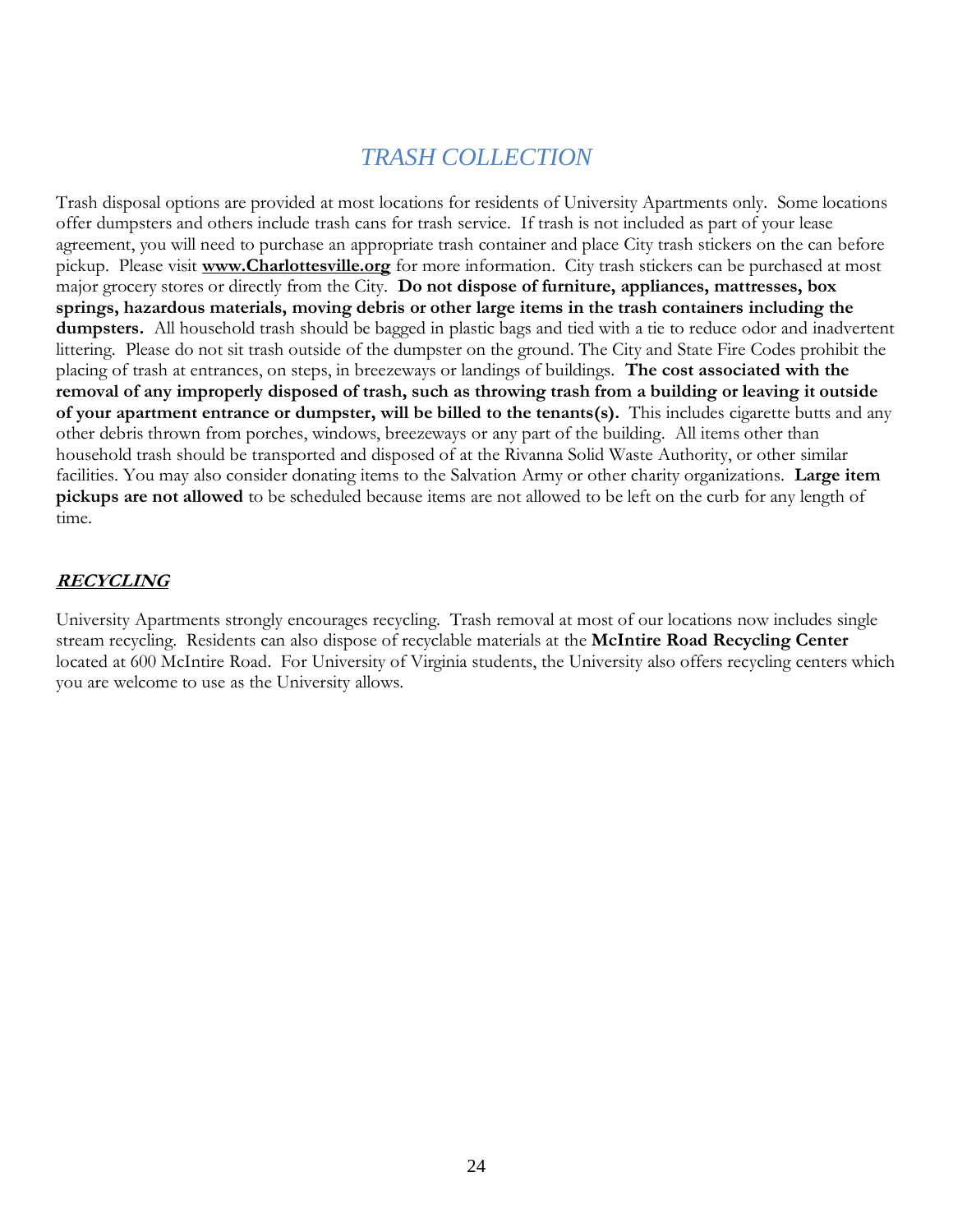# *TRASH COLLECTION*

Trash disposal options are provided at most locations for residents of University Apartments only. Some locations offer dumpsters and others include trash cans for trash service. If trash is not included as part of your lease agreement, you will need to purchase an appropriate trash container and place City trash stickers on the can before pickup. Please visit **www.Charlottesville.org** for more information. City trash stickers can be purchased at most major grocery stores or directly from the City. **Do not dispose of furniture, appliances, mattresses, box springs, hazardous materials, moving debris or other large items in the trash containers including the dumpsters.** All household trash should be bagged in plastic bags and tied with a tie to reduce odor and inadvertent littering. Please do not sit trash outside of the dumpster on the ground. The City and State Fire Codes prohibit the placing of trash at entrances, on steps, in breezeways or landings of buildings. **The cost associated with the removal of any improperly disposed of trash, such as throwing trash from a building or leaving it outside of your apartment entrance or dumpster, will be billed to the tenants(s).** This includes cigarette butts and any other debris thrown from porches, windows, breezeways or any part of the building. All items other than household trash should be transported and disposed of at the Rivanna Solid Waste Authority, or other similar facilities. You may also consider donating items to the Salvation Army or other charity organizations. **Large item pickups are not allowed** to be scheduled because items are not allowed to be left on the curb for any length of time.

## ***RECYCLING***

University Apartments strongly encourages recycling. Trash removal at most of our locations now includes single stream recycling. Residents can also dispose of recyclable materials at the **McIntire Road Recycling Center** located at 600 McIntire Road. For University of Virginia students, the University also offers recycling centers which you are welcome to use as the University allows.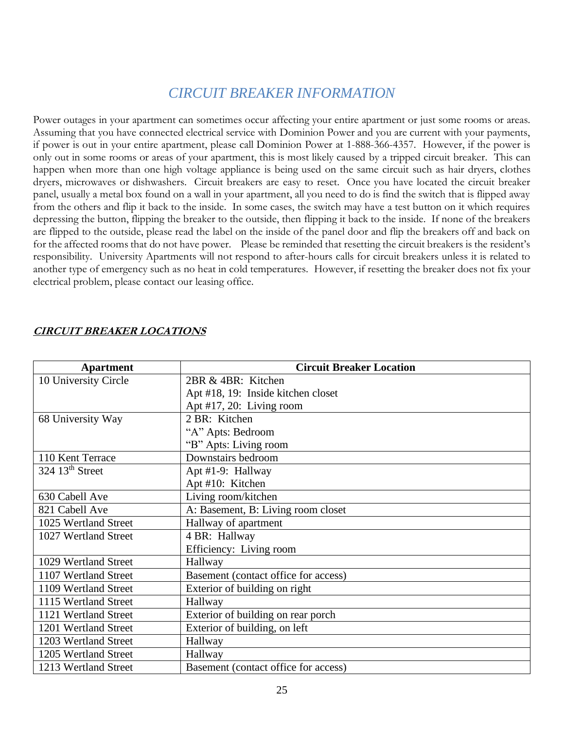# CIRCUIT BREAKER INFORMATION

Power outages in your apartment can sometimes occur affecting your entire apartment or just some rooms or areas. Assuming that you have connected electrical service with Dominion Power and you are current with your payments, if power is out in your entire apartment, please call Dominion Power at 1-888-366-4357. However, if the power is only out in some rooms or areas of your apartment, this is most likely caused by a tripped circuit breaker. This can happen when more than one high voltage appliance is being used on the same circuit such as hair dryers, clothes dryers, microwaves or dishwashers. Circuit breakers are easy to reset. Once you have located the circuit breaker panel, usually a metal box found on a wall in your apartment, all you need to do is find the switch that is flipped away from the others and flip it back to the inside. In some cases, the switch may have a test button on it which requires depressing the button, flipping the breaker to the outside, then flipping it back to the inside. If none of the breakers are flipped to the outside, please read the label on the inside of the panel door and flip the breakers off and back on for the affected rooms that do not have power. Please be reminded that resetting the circuit breakers is the resident's responsibility. University Apartments will not respond to after-hours calls for circuit breakers unless it is related to another type of emergency such as no heat in cold temperatures. However, if resetting the breaker does not fix your electrical problem, please contact our leasing office.

## ***CIRCUIT BREAKER LOCATIONS***

| Apartment | Circuit Breaker Location |
|---|---|
| 10 University Circle | 2BR & 4BR: Kitchen<br>Apt #18, 19: Inside kitchen closet<br>Apt #17, 20: Living room |
| 68 University Way | 2 BR: Kitchen<br>"A" Apts: Bedroom<br>"B" Apts: Living room |
| 110 Kent Terrace | Downstairs bedroom |
| 324 13th Street | Apt #1-9: Hallway<br>Apt #10: Kitchen |
| 630 Cabell Ave | Living room/kitchen |
| 821 Cabell Ave | A: Basement, B: Living room closet |
| 1025 Wertland Street | Hallway of apartment |
| 1027 Wertland Street | 4 BR: Hallway<br>Efficiency: Living room |
| 1029 Wertland Street | Hallway |
| 1107 Wertland Street | Basement (contact office for access) |
| 1109 Wertland Street | Exterior of building on right |
| 1115 Wertland Street | Hallway |
| 1121 Wertland Street | Exterior of building on rear porch |
| 1201 Wertland Street | Exterior of building, on left |
| 1203 Wertland Street | Hallway |
| 1205 Wertland Street | Hallway |
| 1213 Wertland Street | Basement (contact office for access) |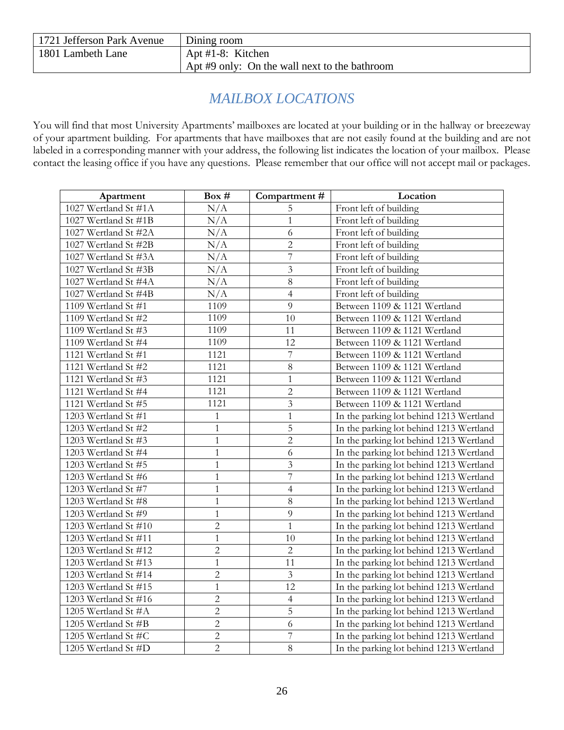| 1721 Jefferson Park Avenue | Dining room |
|---|---|
| 1801 Lambeth Lane | Apt #1-8: Kitchen<br>Apt #9 only: On the wall next to the bathroom |

## *MAILBOX LOCATIONS*

You will find that most University Apartments' mailboxes are located at your building or in the hallway or breezeway of your apartment building. For apartments that have mailboxes that are not easily found at the building and are not labeled in a corresponding manner with your address, the following list indicates the location of your mailbox. Please contact the leasing office if you have any questions. Please remember that our office will not accept mail or packages.

| Apartment | Box # | Compartment # | Location |
|---|---|---|---|
| 1027 Wertland St #1A | N/A | 5 | Front left of building |
| 1027 Wertland St #1B | N/A | 1 | Front left of building |
| 1027 Wertland St #2A | N/A | 6 | Front left of building |
| 1027 Wertland St #2B | N/A | 2 | Front left of building |
| 1027 Wertland St #3A | N/A | 7 | Front left of building |
| 1027 Wertland St #3B | N/A | 3 | Front left of building |
| 1027 Wertland St #4A | N/A | 8 | Front left of building |
| 1027 Wertland St #4B | N/A | 4 | Front left of building |
| 1109 Wertland St #1 | 1109 | 9 | Between 1109 & 1121 Wertland |
| 1109 Wertland St #2 | 1109 | 10 | Between 1109 & 1121 Wertland |
| 1109 Wertland St #3 | 1109 | 11 | Between 1109 & 1121 Wertland |
| 1109 Wertland St #4 | 1109 | 12 | Between 1109 & 1121 Wertland |
| 1121 Wertland St #1 | 1121 | 7 | Between 1109 & 1121 Wertland |
| 1121 Wertland St #2 | 1121 | 8 | Between 1109 & 1121 Wertland |
| 1121 Wertland St #3 | 1121 | 1 | Between 1109 & 1121 Wertland |
| 1121 Wertland St #4 | 1121 | 2 | Between 1109 & 1121 Wertland |
| 1121 Wertland St #5 | 1121 | 3 | Between 1109 & 1121 Wertland |
| 1203 Wertland St #1 | 1 | 1 | In the parking lot behind 1213 Wertland |
| 1203 Wertland St #2 | 1 | 5 | In the parking lot behind 1213 Wertland |
| 1203 Wertland St #3 | 1 | 2 | In the parking lot behind 1213 Wertland |
| 1203 Wertland St #4 | 1 | 6 | In the parking lot behind 1213 Wertland |
| 1203 Wertland St #5 | 1 | 3 | In the parking lot behind 1213 Wertland |
| 1203 Wertland St #6 | 1 | 7 | In the parking lot behind 1213 Wertland |
| 1203 Wertland St #7 | 1 | 4 | In the parking lot behind 1213 Wertland |
| 1203 Wertland St #8 | 1 | 8 | In the parking lot behind 1213 Wertland |
| 1203 Wertland St #9 | 1 | 9 | In the parking lot behind 1213 Wertland |
| 1203 Wertland St #10 | 2 | 1 | In the parking lot behind 1213 Wertland |
| 1203 Wertland St #11 | 1 | 10 | In the parking lot behind 1213 Wertland |
| 1203 Wertland St #12 | 2 | 2 | In the parking lot behind 1213 Wertland |
| 1203 Wertland St #13 | 1 | 11 | In the parking lot behind 1213 Wertland |
| 1203 Wertland St #14 | 2 | 3 | In the parking lot behind 1213 Wertland |
| 1203 Wertland St #15 | 1 | 12 | In the parking lot behind 1213 Wertland |
| 1203 Wertland St #16 | 2 | 4 | In the parking lot behind 1213 Wertland |
| 1205 Wertland St #A | 2 | 5 | In the parking lot behind 1213 Wertland |
| 1205 Wertland St #B | 2 | 6 | In the parking lot behind 1213 Wertland |
| 1205 Wertland St #C | 2 | 7 | In the parking lot behind 1213 Wertland |
| 1205 Wertland St #D | 2 | 8 | In the parking lot behind 1213 Wertland |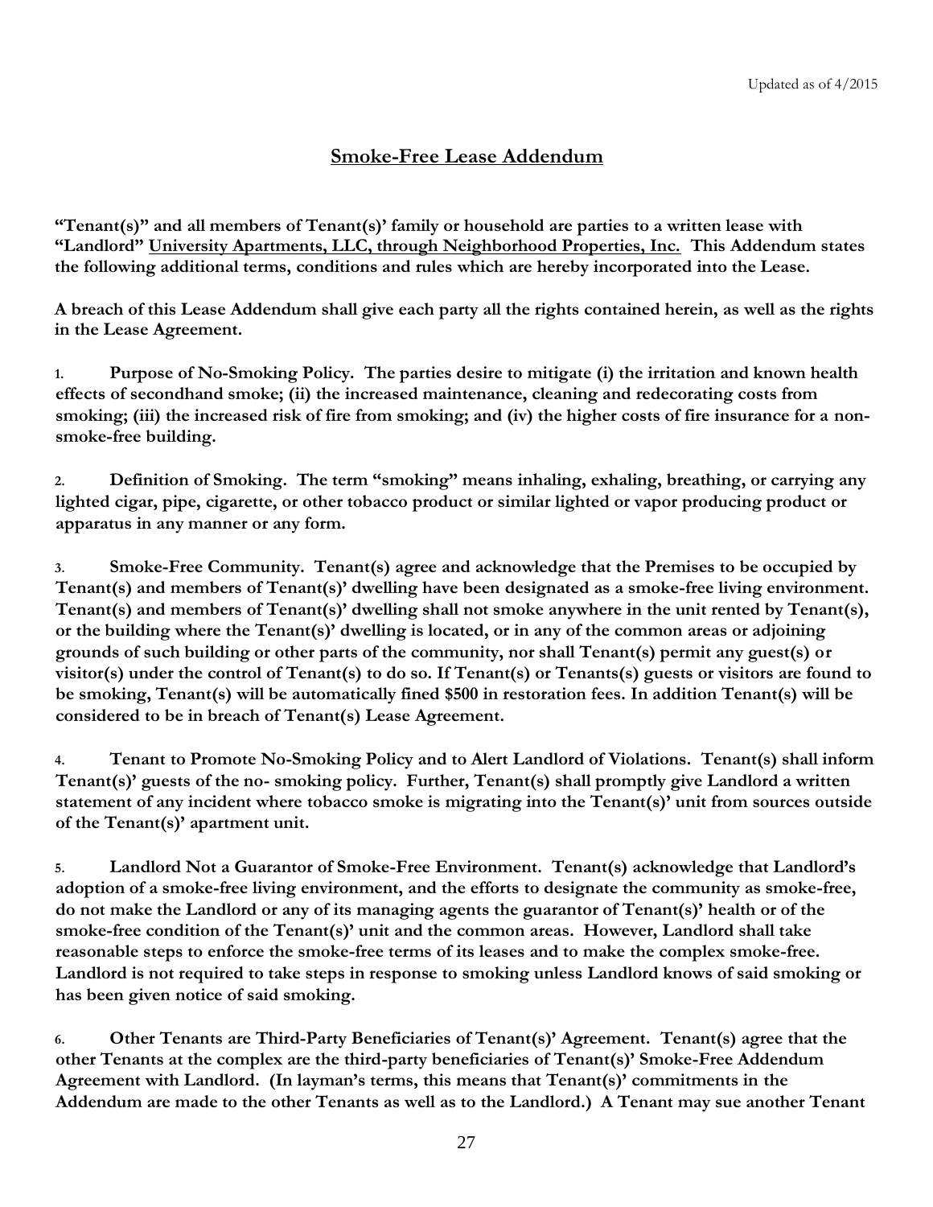Updated as of 4/2015

## Smoke-Free Lease Addendum

**"Tenant(s)" and all members of Tenant(s)' family or household are parties to a written lease with "Landlord" University Apartments, LLC, through Neighborhood Properties, Inc. This Addendum states the following additional terms, conditions and rules which are hereby incorporated into the Lease.**

**A breach of this Lease Addendum shall give each party all the rights contained herein, as well as the rights in the Lease Agreement.**

**1. Purpose of No-Smoking Policy. The parties desire to mitigate (i) the irritation and known health effects of secondhand smoke; (ii) the increased maintenance, cleaning and redecorating costs from smoking; (iii) the increased risk of fire from smoking; and (iv) the higher costs of fire insurance for a non-smoke-free building.**

**2. Definition of Smoking. The term "smoking" means inhaling, exhaling, breathing, or carrying any lighted cigar, pipe, cigarette, or other tobacco product or similar lighted or vapor producing product or apparatus in any manner or any form.**

**3. Smoke-Free Community. Tenant(s) agree and acknowledge that the Premises to be occupied by Tenant(s) and members of Tenant(s)' dwelling have been designated as a smoke-free living environment. Tenant(s) and members of Tenant(s)' dwelling shall not smoke anywhere in the unit rented by Tenant(s), or the building where the Tenant(s)' dwelling is located, or in any of the common areas or adjoining grounds of such building or other parts of the community, nor shall Tenant(s) permit any guest(s) or visitor(s) under the control of Tenant(s) to do so. If Tenant(s) or Tenants(s) guests or visitors are found to be smoking, Tenant(s) will be automatically fined $500 in restoration fees. In addition Tenant(s) will be considered to be in breach of Tenant(s) Lease Agreement.**

**4. Tenant to Promote No-Smoking Policy and to Alert Landlord of Violations. Tenant(s) shall inform Tenant(s)' guests of the no- smoking policy. Further, Tenant(s) shall promptly give Landlord a written statement of any incident where tobacco smoke is migrating into the Tenant(s)' unit from sources outside of the Tenant(s)' apartment unit.**

**5. Landlord Not a Guarantor of Smoke-Free Environment. Tenant(s) acknowledge that Landlord's adoption of a smoke-free living environment, and the efforts to designate the community as smoke-free, do not make the Landlord or any of its managing agents the guarantor of Tenant(s)' health or of the smoke-free condition of the Tenant(s)' unit and the common areas. However, Landlord shall take reasonable steps to enforce the smoke-free terms of its leases and to make the complex smoke-free. Landlord is not required to take steps in response to smoking unless Landlord knows of said smoking or has been given notice of said smoking.**

**6. Other Tenants are Third-Party Beneficiaries of Tenant(s)' Agreement. Tenant(s) agree that the other Tenants at the complex are the third-party beneficiaries of Tenant(s)' Smoke-Free Addendum Agreement with Landlord. (In layman's terms, this means that Tenant(s)' commitments in the Addendum are made to the other Tenants as well as to the Landlord.) A Tenant may sue another Tenant**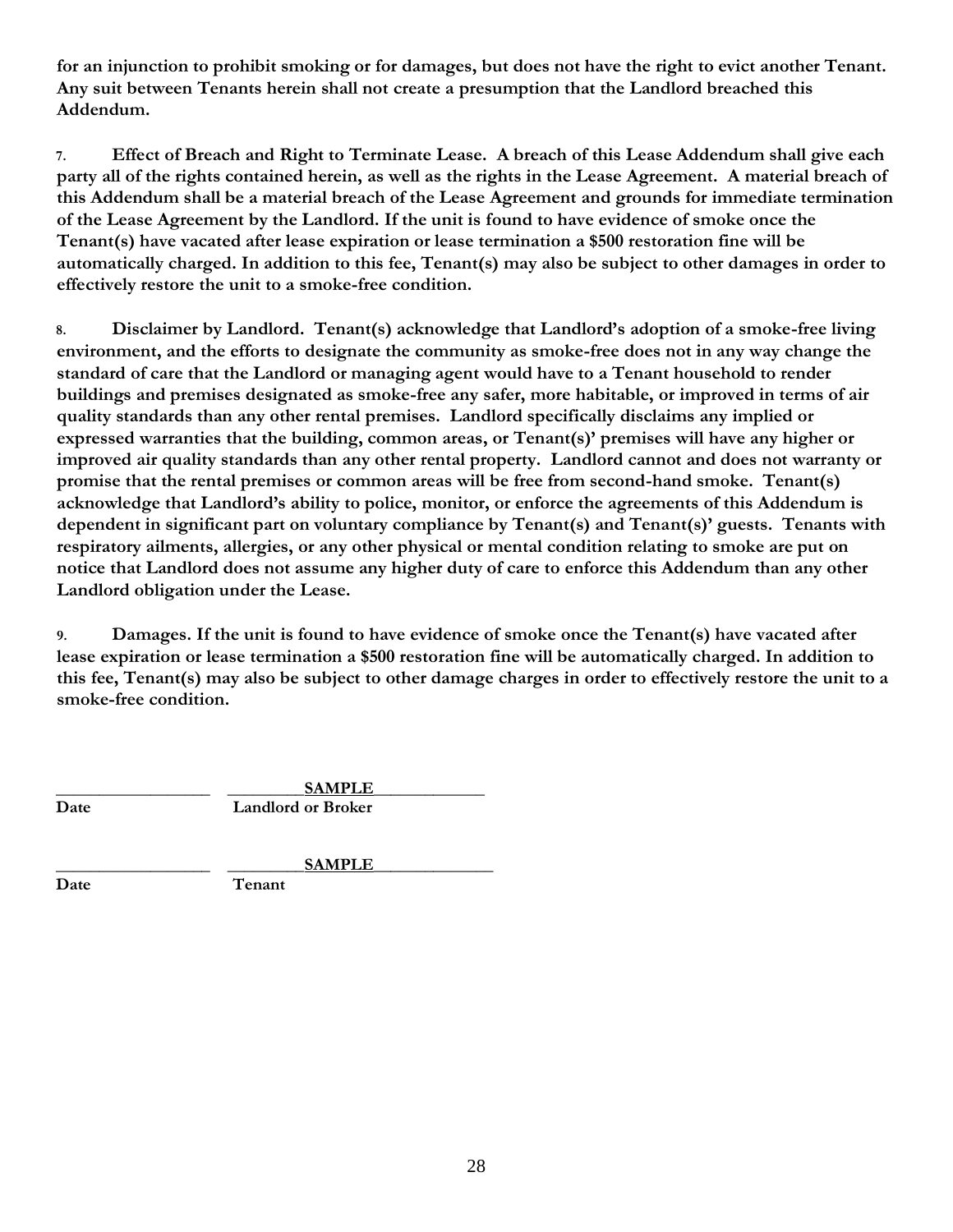**for an injunction to prohibit smoking or for damages, but does not have the right to evict another Tenant. Any suit between Tenants herein shall not create a presumption that the Landlord breached this Addendum.**

**7. Effect of Breach and Right to Terminate Lease. A breach of this Lease Addendum shall give each party all of the rights contained herein, as well as the rights in the Lease Agreement. A material breach of this Addendum shall be a material breach of the Lease Agreement and grounds for immediate termination of the Lease Agreement by the Landlord. If the unit is found to have evidence of smoke once the Tenant(s) have vacated after lease expiration or lease termination a $500 restoration fine will be automatically charged. In addition to this fee, Tenant(s) may also be subject to other damages in order to effectively restore the unit to a smoke-free condition.**

**8. Disclaimer by Landlord. Tenant(s) acknowledge that Landlord's adoption of a smoke-free living environment, and the efforts to designate the community as smoke-free does not in any way change the standard of care that the Landlord or managing agent would have to a Tenant household to render buildings and premises designated as smoke-free any safer, more habitable, or improved in terms of air quality standards than any other rental premises. Landlord specifically disclaims any implied or expressed warranties that the building, common areas, or Tenant(s)' premises will have any higher or improved air quality standards than any other rental property. Landlord cannot and does not warranty or promise that the rental premises or common areas will be free from second-hand smoke. Tenant(s) acknowledge that Landlord's ability to police, monitor, or enforce the agreements of this Addendum is dependent in significant part on voluntary compliance by Tenant(s) and Tenant(s)' guests. Tenants with respiratory ailments, allergies, or any other physical or mental condition relating to smoke are put on notice that Landlord does not assume any higher duty of care to enforce this Addendum than any other Landlord obligation under the Lease.**

**9. Damages. If the unit is found to have evidence of smoke once the Tenant(s) have vacated after lease expiration or lease termination a $500 restoration fine will be automatically charged. In addition to this fee, Tenant(s) may also be subject to other damage charges in order to effectively restore the unit to a smoke-free condition.**

__________________ _________SAMPLE_____________
**Date** **Landlord or Broker**

__________________ _________SAMPLE______________
**Date** **Tenant**